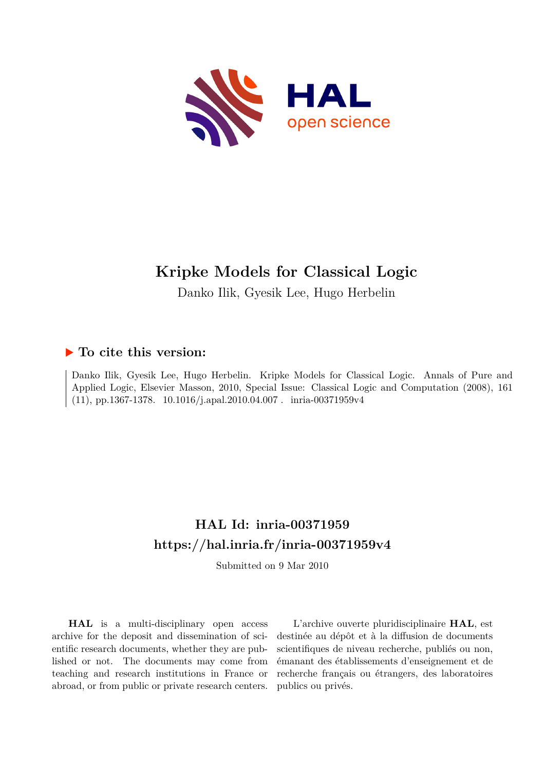# Kripke Models for Classical Logic

Danko Ilik, Gyesik Lee, Hugo Herbelin

## ▶ To cite this version:

Danko Ilik, Gyesik Lee, Hugo Herbelin. Kripke Models for Classical Logic. Annals of Pure and Applied Logic, Elsevier Masson, 2010, Special Issue: Classical Logic and Computation (2008), 161 (11), pp.1367-1378. 10.1016/j.apal.2010.04.007 . inria-00371959v4

## HAL Id: inria-00371959
## https://hal.inria.fr/inria-00371959v4

Submitted on 9 Mar 2010

**HAL** is a multi-disciplinary open access archive for the deposit and dissemination of scientific research documents, whether they are published or not. The documents may come from teaching and research institutions in France or abroad, or from public or private research centers.

L'archive ouverte pluridisciplinaire **HAL**, est destinée au dépôt et à la diffusion de documents scientifiques de niveau recherche, publiés ou non, émanant des établissements d'enseignement et de recherche français ou étrangers, des laboratoires publics ou privés.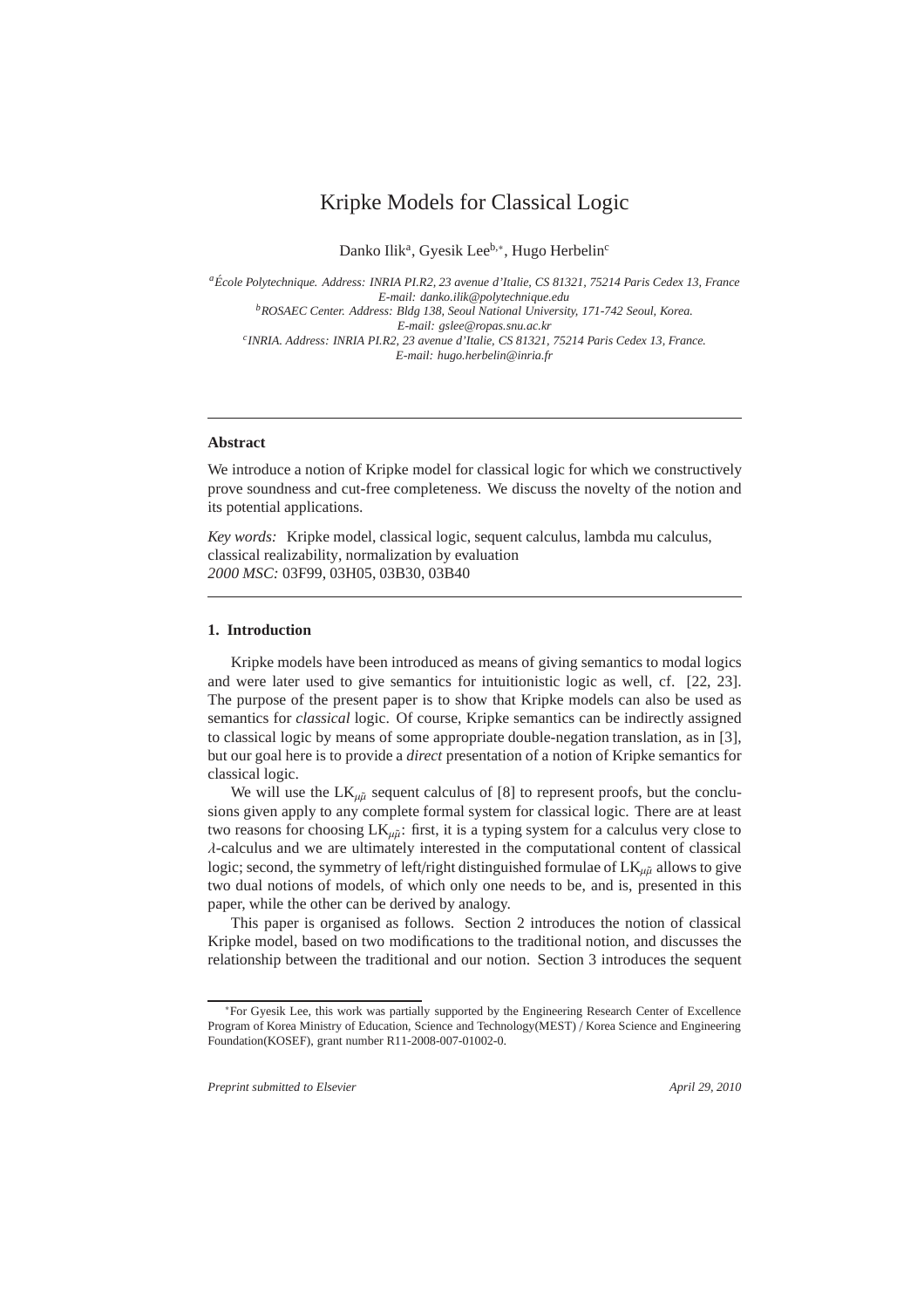# Kripke Models for Classical Logic

Danko Ilik[a], Gyesik Lee[b,*], Hugo Herbelin[c]

[a] *École Polytechnique. Address: INRIA PI.R2, 23 avenue d'Italie, CS 81321, 75214 Paris Cedex 13, France*
*E-mail: danko.ilik@polytechnique.edu*
[b] *ROSAEC Center. Address: Bldg 138, Seoul National University, 171-742 Seoul, Korea.*
*E-mail: gslee@ropas.snu.ac.kr*
[c] *INRIA. Address: INRIA PI.R2, 23 avenue d'Italie, CS 81321, 75214 Paris Cedex 13, France.*
*E-mail: hugo.herbelin@inria.fr*

---

**Abstract**

We introduce a notion of Kripke model for classical logic for which we constructively prove soundness and cut-free completeness. We discuss the novelty of the notion and its potential applications.

*Key words:* Kripke model, classical logic, sequent calculus, lambda mu calculus, classical realizability, normalization by evaluation
*2000 MSC:* 03F99, 03H05, 03B30, 03B40

---

## 1. Introduction

Kripke models have been introduced as means of giving semantics to modal logics and were later used to give semantics for intuitionistic logic as well, cf. [22, 23]. The purpose of the present paper is to show that Kripke models can also be used as semantics for *classical* logic. Of course, Kripke semantics can be indirectly assigned to classical logic by means of some appropriate double-negation translation, as in [3], but our goal here is to provide a *direct* presentation of a notion of Kripke semantics for classical logic.

We will use the $\mathrm{LK}_{\mu\tilde{\mu}}$ sequent calculus of [8] to represent proofs, but the conclusions given apply to any complete formal system for classical logic. There are at least two reasons for choosing $\mathrm{LK}_{\mu\tilde{\mu}}$: first, it is a typing system for a calculus very close to $\lambda$-calculus and we are ultimately interested in the computational content of classical logic; second, the symmetry of left/right distinguished formulae of $\mathrm{LK}_{\mu\tilde{\mu}}$ allows to give two dual notions of models, of which only one needs to be, and is, presented in this paper, while the other can be derived by analogy.

This paper is organised as follows. Section 2 introduces the notion of classical Kripke model, based on two modifications to the traditional notion, and discusses the relationship between the traditional and our notion. Section 3 introduces the sequent

---

*For Gyesik Lee, this work was partially supported by the Engineering Research Center of Excellence Program of Korea Ministry of Education, Science and Technology(MEST) / Korea Science and Engineering Foundation(KOSEF), grant number R11-2008-007-01002-0.

*Preprint submitted to Elsevier* *April 29, 2010*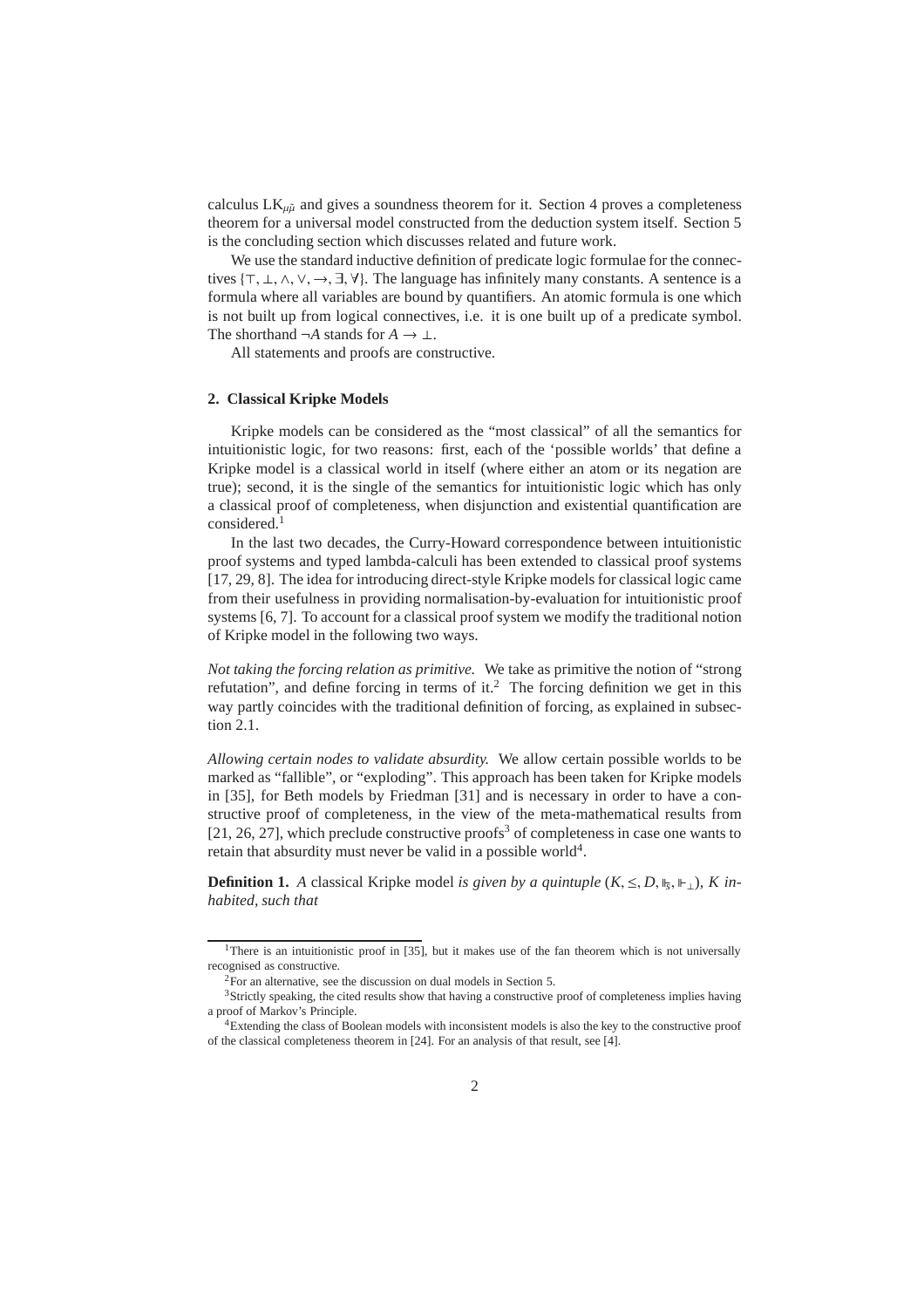calculus $\mathrm{LK}_{\mu\tilde{\mu}}$ and gives a soundness theorem for it. Section 4 proves a completeness theorem for a universal model constructed from the deduction system itself. Section 5 is the concluding section which discusses related and future work.

We use the standard inductive definition of predicate logic formulae for the connectives $\{\top, \bot, \wedge, \vee, \rightarrow, \exists, \forall\}$. The language has infinitely many constants. A sentence is a formula where all variables are bound by quantifiers. An atomic formula is one which is not built up from logical connectives, i.e. it is one built up of a predicate symbol. The shorthand $\neg A$ stands for $A \rightarrow \bot$.

All statements and proofs are constructive.

## 2. Classical Kripke Models

Kripke models can be considered as the "most classical" of all the semantics for intuitionistic logic, for two reasons: first, each of the 'possible worlds' that define a Kripke model is a classical world in itself (where either an atom or its negation are true); second, it is the single of the semantics for intuitionistic logic which has only a classical proof of completeness, when disjunction and existential quantification are considered.[1]

In the last two decades, the Curry-Howard correspondence between intuitionistic proof systems and typed lambda-calculi has been extended to classical proof systems [17, 29, 8]. The idea for introducing direct-style Kripke models for classical logic came from their usefulness in providing normalisation-by-evaluation for intuitionistic proof systems [6, 7]. To account for a classical proof system we modify the traditional notion of Kripke model in the following two ways.

*Not taking the forcing relation as primitive.* We take as primitive the notion of "strong refutation", and define forcing in terms of it.[2] The forcing definition we get in this way partly coincides with the traditional definition of forcing, as explained in subsection 2.1.

*Allowing certain nodes to validate absurdity.* We allow certain possible worlds to be marked as "fallible", or "exploding". This approach has been taken for Kripke models in [35], for Beth models by Friedman [31] and is necessary in order to have a constructive proof of completeness, in the view of the meta-mathematical results from [21, 26, 27], which preclude constructive proofs[3] of completeness in case one wants to retain that absurdity must never be valid in a possible world[4].

**Definition 1.** *A* classical Kripke model *is given by a quintuple $(K, \leq, D, \Vdash_{\bar{s}}, \Vdash_{\bot})$, $K$ inhabited, such that*

[1] There is an intuitionistic proof in [35], but it makes use of the fan theorem which is not universally recognised as constructive.

[2] For an alternative, see the discussion on dual models in Section 5.

[3] Strictly speaking, the cited results show that having a constructive proof of completeness implies having a proof of Markov's Principle.

[4] Extending the class of Boolean models with inconsistent models is also the key to the constructive proof of the classical completeness theorem in [24]. For an analysis of that result, see [4].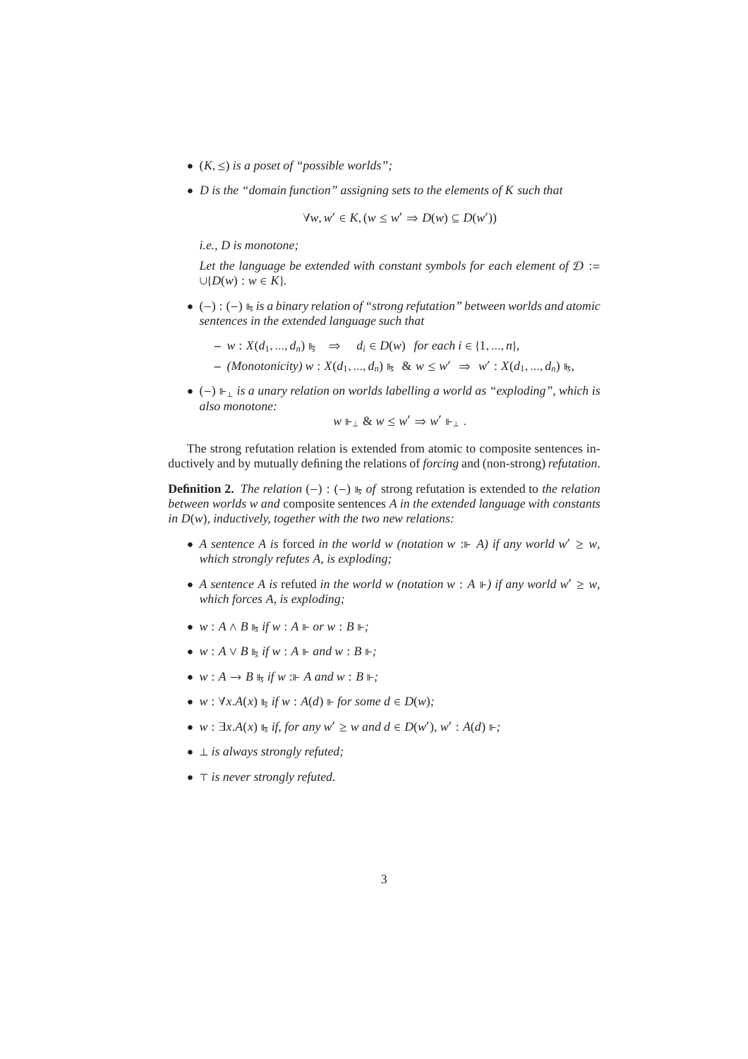- $(K, \leq)$ *is a poset of "possible worlds";*

- $D$ *is the "domain function" assigning sets to the elements of* $K$ *such that*

$$\forall w, w' \in K, (w \leq w' \Rightarrow D(w) \subseteq D(w'))$$

  *i.e., $D$ is monotone;*

  *Let the language be extended with constant symbols for each element of* $\mathcal{D} := \cup\{D(w) : w \in K\}$.

- $(-) : (-) \Vdash_s$ *is a binary relation of "strong refutation" between worlds and atomic sentences in the extended language such that*

  – $w : X(d_1, ..., d_n) \Vdash_s \quad \Rightarrow \quad d_i \in D(w)$ *for each* $i \in \{1, ..., n\}$,

  – *(Monotonicity)* $w : X(d_1, ..., d_n) \Vdash_s \;\&\; w \leq w' \;\Rightarrow\; w' : X(d_1, ..., d_n) \Vdash_s$,

- $(-) \Vdash_\perp$ *is a unary relation on worlds labelling a world as "exploding", which is also monotone:*

$$w \Vdash_\perp \& \; w \leq w' \Rightarrow w' \Vdash_\perp .$$

The strong refutation relation is extended from atomic to composite sentences inductively and by mutually defining the relations of *forcing* and (non-strong) *refutation*.

**Definition 2.** *The relation* $(-) : (-) \Vdash_s$ *of* strong refutation is extended to *the relation between worlds* $w$ *and* composite sentences $A$ *in the extended language with constants in* $D(w)$*, inductively, together with the two new relations:*

- *A sentence* $A$ *is* forced *in the world* $w$ *(notation* $w :\Vdash A$*) if any world* $w' \geq w$*, which strongly refutes* $A$*, is exploding;*

- *A sentence* $A$ *is* refuted *in the world* $w$ *(notation* $w : A \Vdash$*) if any world* $w' \geq w$*, which forces* $A$*, is exploding;*

- $w : A \wedge B \Vdash_s$ *if* $w : A \Vdash$ *or* $w : B \Vdash$*;*

- $w : A \vee B \Vdash_s$ *if* $w : A \Vdash$ *and* $w : B \Vdash$*;*

- $w : A \rightarrow B \Vdash_s$ *if* $w :\Vdash A$ *and* $w : B \Vdash$*;*

- $w : \forall x.A(x) \Vdash_s$ *if* $w : A(d) \Vdash$ *for some* $d \in D(w)$*;*

- $w : \exists x.A(x) \Vdash_s$ *if, for any* $w' \geq w$ *and* $d \in D(w')$*,* $w' : A(d) \Vdash$*;*

- $\perp$ *is always strongly refuted;*

- $\top$ *is never strongly refuted.*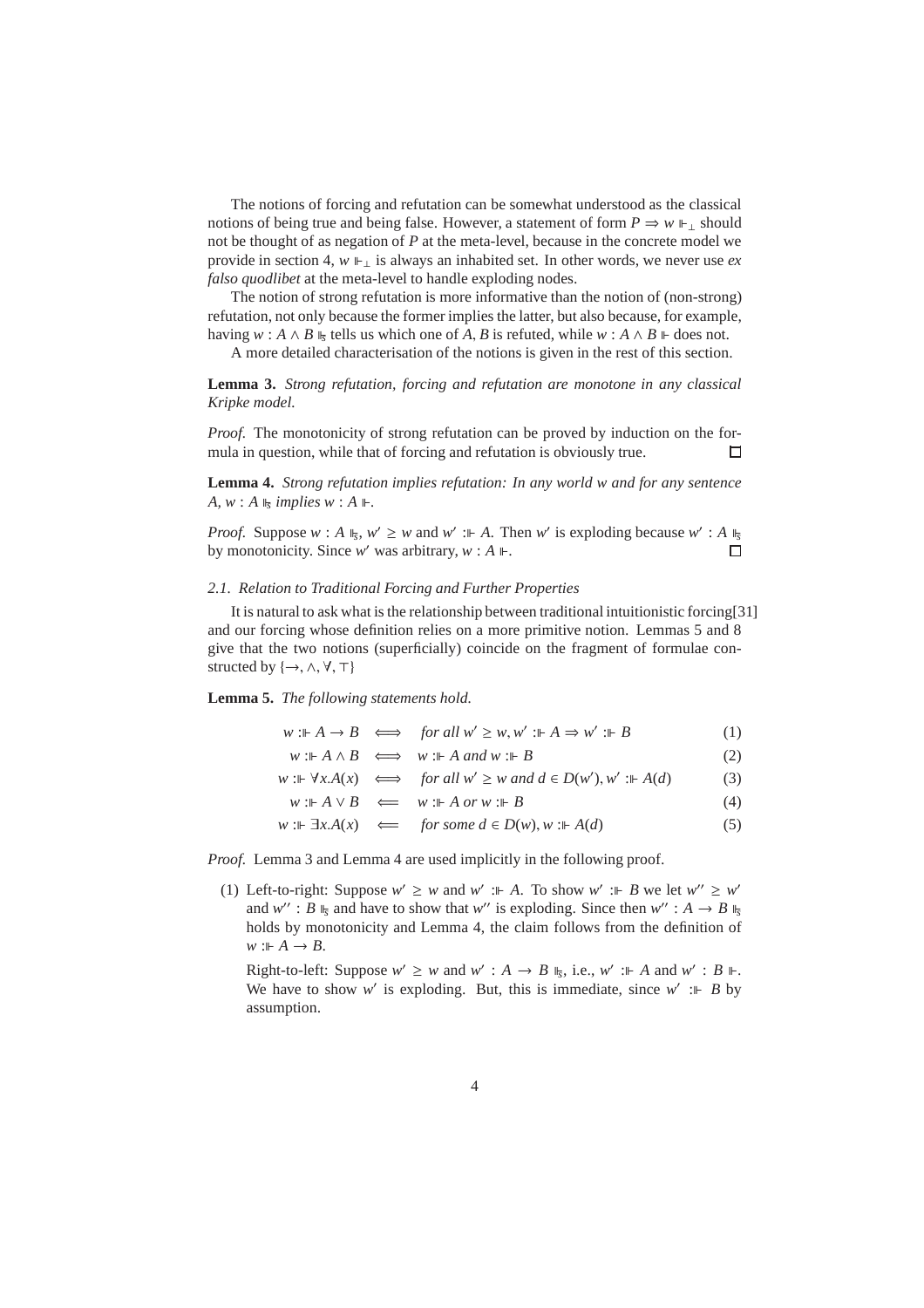The notions of forcing and refutation can be somewhat understood as the classical notions of being true and being false. However, a statement of form $P \Rightarrow w \Vdash_{\perp}$ should not be thought of as negation of $P$ at the meta-level, because in the concrete model we provide in section 4, $w \Vdash_{\perp}$ is always an inhabited set. In other words, we never use *ex falso quodlibet* at the meta-level to handle exploding nodes.

The notion of strong refutation is more informative than the notion of (non-strong) refutation, not only because the former implies the latter, but also because, for example, having $w : A \wedge B \Vdash_s$ tells us which one of $A, B$ is refuted, while $w : A \wedge B \Vdash$ does not.

A more detailed characterisation of the notions is given in the rest of this section.

**Lemma 3.** *Strong refutation, forcing and refutation are monotone in any classical Kripke model.*

*Proof.* The monotonicity of strong refutation can be proved by induction on the formula in question, while that of forcing and refutation is obviously true. □

**Lemma 4.** *Strong refutation implies refutation: In any world $w$ and for any sentence $A$, $w : A \Vdash_s$ implies $w : A \Vdash$.*

*Proof.* Suppose $w : A \Vdash_s$, $w' \geq w$ and $w' :\Vdash A$. Then $w'$ is exploding because $w' : A \Vdash_s$ by monotonicity. Since $w'$ was arbitrary, $w : A \Vdash$. □

### 2.1. Relation to Traditional Forcing and Further Properties

It is natural to ask what is the relationship between traditional intuitionistic forcing[31] and our forcing whose definition relies on a more primitive notion. Lemmas 5 and 8 give that the two notions (superficially) coincide on the fragment of formulae constructed by $\{\rightarrow, \wedge, \forall, \top\}$

**Lemma 5.** *The following statements hold.*

$$w :\Vdash A \rightarrow B \iff \text{for all } w' \geq w, w' :\Vdash A \Rightarrow w' :\Vdash B \tag{1}$$

$$w :\Vdash A \wedge B \iff w :\Vdash A \text{ and } w :\Vdash B \tag{2}$$

$$w :\Vdash \forall x.A(x) \iff \text{for all } w' \geq w \text{ and } d \in D(w'), w' :\Vdash A(d) \tag{3}$$

$$w :\Vdash A \vee B \impliedby w :\Vdash A \text{ or } w :\Vdash B \tag{4}$$

$$w :\Vdash \exists x.A(x) \impliedby \text{for some } d \in D(w), w :\Vdash A(d) \tag{5}$$

*Proof.* Lemma 3 and Lemma 4 are used implicitly in the following proof.

(1) Left-to-right: Suppose $w' \geq w$ and $w' :\Vdash A$. To show $w' :\Vdash B$ we let $w'' \geq w'$ and $w'' : B \Vdash_s$ and have to show that $w''$ is exploding. Since then $w'' : A \rightarrow B \Vdash_s$ holds by monotonicity and Lemma 4, the claim follows from the definition of $w :\Vdash A \rightarrow B$.

Right-to-left: Suppose $w' \geq w$ and $w' : A \rightarrow B \Vdash_s$, i.e., $w' :\Vdash A$ and $w' : B \Vdash$. We have to show $w'$ is exploding. But, this is immediate, since $w' :\Vdash B$ by assumption.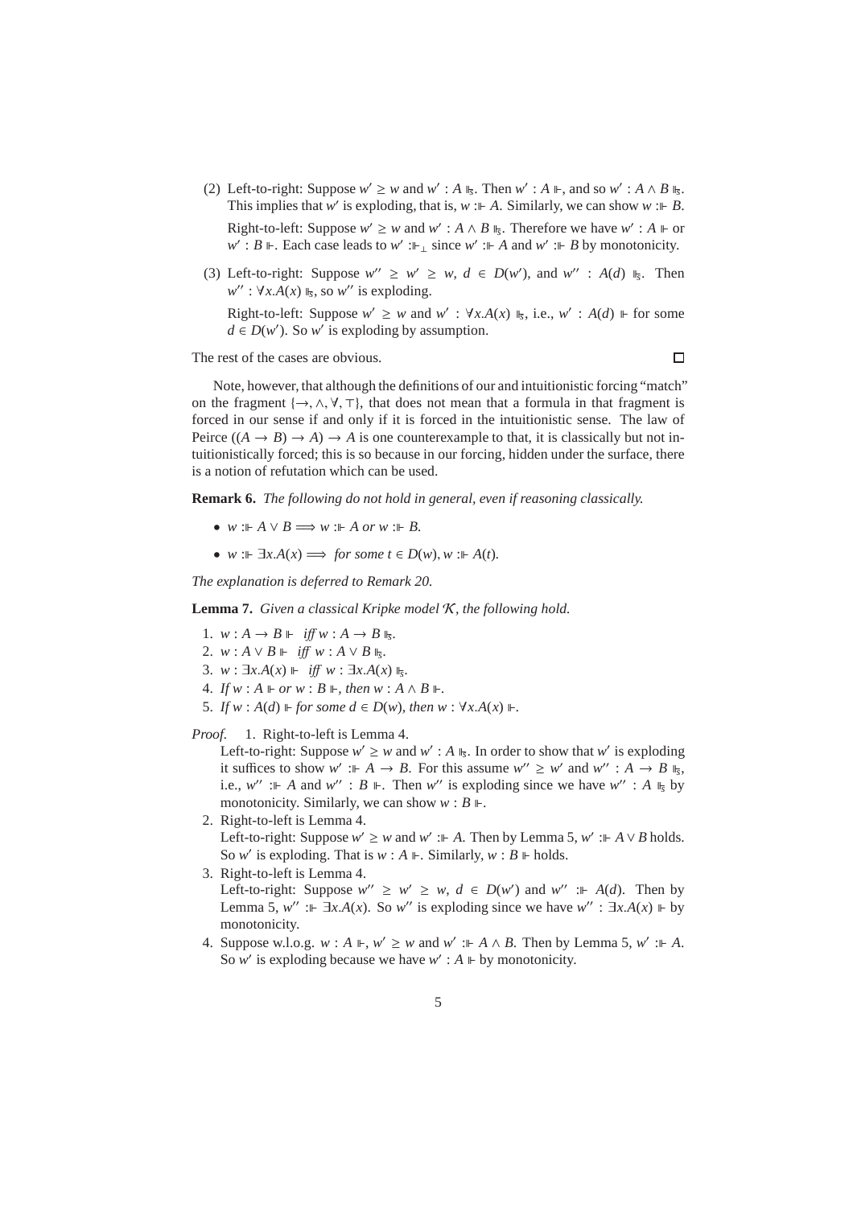(2) Left-to-right: Suppose $w' \geq w$ and $w' : A \Vdash_{\mathfrak{s}}$. Then $w' : A \Vdash$, and so $w' : A \wedge B \Vdash_{\mathfrak{s}}$. This implies that $w'$ is exploding, that is, $w :\Vdash A$. Similarly, we can show $w :\Vdash B$.

Right-to-left: Suppose $w' \geq w$ and $w' : A \wedge B \Vdash_{\mathfrak{s}}$. Therefore we have $w' : A \Vdash$ or $w' : B \Vdash$. Each case leads to $w' :\Vdash_{\perp}$ since $w' :\Vdash A$ and $w' :\Vdash B$ by monotonicity.

(3) Left-to-right: Suppose $w'' \geq w' \geq w$, $d \in D(w')$, and $w'' : A(d) \Vdash_{\mathfrak{s}}$. Then $w'' : \forall x.A(x) \Vdash_{\mathfrak{s}}$, so $w''$ is exploding.

Right-to-left: Suppose $w' \geq w$ and $w' : \forall x.A(x) \Vdash_{\mathfrak{s}}$, i.e., $w' : A(d) \Vdash$ for some $d \in D(w')$. So $w'$ is exploding by assumption.

The rest of the cases are obvious. $\square$

Note, however, that although the definitions of our and intuitionistic forcing "match" on the fragment $\{\rightarrow, \wedge, \forall, \top\}$, that does not mean that a formula in that fragment is forced in our sense if and only if it is forced in the intuitionistic sense. The law of Peirce $((A \rightarrow B) \rightarrow A) \rightarrow A$ is one counterexample to that, it is classically but not intuitionistically forced; this is so because in our forcing, hidden under the surface, there is a notion of refutation which can be used.

**Remark 6.** *The following do not hold in general, even if reasoning classically.*

- $w :\Vdash A \vee B \Longrightarrow w :\Vdash A$ *or* $w :\Vdash B$.
- $w :\Vdash \exists x.A(x) \Longrightarrow$ *for some* $t \in D(w), w :\Vdash A(t)$.

*The explanation is deferred to Remark 20.*

**Lemma 7.** *Given a classical Kripke model $\mathcal{K}$, the following hold.*

1. $w : A \rightarrow B \Vdash$ *iff* $w : A \rightarrow B \Vdash_{\mathfrak{s}}$.
2. $w : A \vee B \Vdash$ *iff* $w : A \vee B \Vdash_{\mathfrak{s}}$.
3. $w : \exists x.A(x) \Vdash$ *iff* $w : \exists x.A(x) \Vdash_{\mathfrak{s}}$.
4. *If* $w : A \Vdash$ *or* $w : B \Vdash$, *then* $w : A \wedge B \Vdash$.
5. *If* $w : A(d) \Vdash$ *for some* $d \in D(w)$, *then* $w : \forall x.A(x) \Vdash$.

*Proof.*

1. Right-to-left is Lemma 4.
Left-to-right: Suppose $w' \geq w$ and $w' : A \Vdash_{\mathfrak{s}}$. In order to show that $w'$ is exploding it suffices to show $w' :\Vdash A \rightarrow B$. For this assume $w'' \geq w'$ and $w'' : A \rightarrow B \Vdash_{\mathfrak{s}}$, i.e., $w'' :\Vdash A$ and $w'' : B \Vdash$. Then $w''$ is exploding since we have $w'' : A \Vdash_{\mathfrak{s}}$ by monotonicity. Similarly, we can show $w : B \Vdash$.
2. Right-to-left is Lemma 4.
Left-to-right: Suppose $w' \geq w$ and $w' :\Vdash A$. Then by Lemma 5, $w' :\Vdash A \vee B$ holds. So $w'$ is exploding. That is $w : A \Vdash$. Similarly, $w : B \Vdash$ holds.
3. Right-to-left is Lemma 4.
Left-to-right: Suppose $w'' \geq w' \geq w$, $d \in D(w')$ and $w'' :\Vdash A(d)$. Then by Lemma 5, $w'' :\Vdash \exists x.A(x)$. So $w''$ is exploding since we have $w'' : \exists x.A(x) \Vdash$ by monotonicity.
4. Suppose w.l.o.g. $w : A \Vdash$, $w' \geq w$ and $w' :\Vdash A \wedge B$. Then by Lemma 5, $w' :\Vdash A$. So $w'$ is exploding because we have $w' : A \Vdash$ by monotonicity.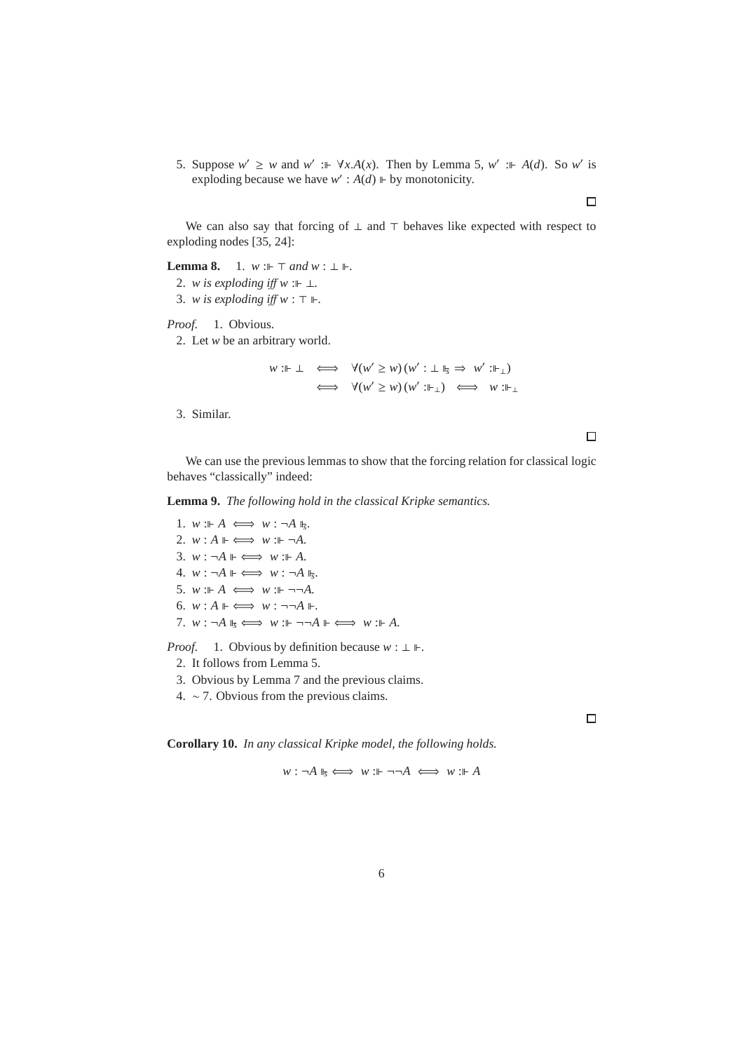5. Suppose $w' \geq w$ and $w' :\Vdash \forall x.A(x)$. Then by Lemma 5, $w' :\Vdash A(d)$. So $w'$ is exploding because we have $w' : A(d) \Vdash$ by monotonicity.

$\square$

We can also say that forcing of $\bot$ and $\top$ behaves like expected with respect to exploding nodes [35, 24]:

**Lemma 8.** 1. *$w :\Vdash \top$ and $w : \bot \Vdash$.*

2. *$w$ is exploding iff $w :\Vdash \bot$.*
3. *$w$ is exploding iff $w : \top \Vdash$.*

*Proof.* 1. Obvious.

2. Let $w$ be an arbitrary world.

$$
\begin{aligned}
w :\Vdash \bot \quad &\Longleftrightarrow \quad \forall (w' \geq w)\,(w' : \bot \Vdash_s \Rightarrow \; w' :\Vdash_\bot) \\
&\Longleftrightarrow \quad \forall (w' \geq w)\,(w' :\Vdash_\bot) \quad \Longleftrightarrow \quad w :\Vdash_\bot
\end{aligned}
$$

3. Similar.

$\square$

We can use the previous lemmas to show that the forcing relation for classical logic behaves "classically" indeed:

**Lemma 9.** *The following hold in the classical Kripke semantics.*

1. $w :\Vdash A \iff w : \neg A \Vdash_s$.
2. $w : A \Vdash \iff w :\Vdash \neg A$.
3. $w : \neg A \Vdash \iff w :\Vdash A$.
4. $w : \neg A \Vdash \iff w : \neg A \Vdash_s$.
5. $w :\Vdash A \iff w :\Vdash \neg\neg A$.
6. $w : A \Vdash \iff w : \neg\neg A \Vdash$.
7. $w : \neg A \Vdash_s \iff w :\Vdash \neg\neg A \Vdash \iff w :\Vdash A$.

*Proof.* 1. Obvious by definition because $w : \bot \Vdash$.

2. It follows from Lemma 5.
3. Obvious by Lemma 7 and the previous claims.
4. $\sim$ 7. Obvious from the previous claims.

$\square$

**Corollary 10.** *In any classical Kripke model, the following holds.*

$$w : \neg A \Vdash_s \iff w :\Vdash \neg\neg A \iff w :\Vdash A$$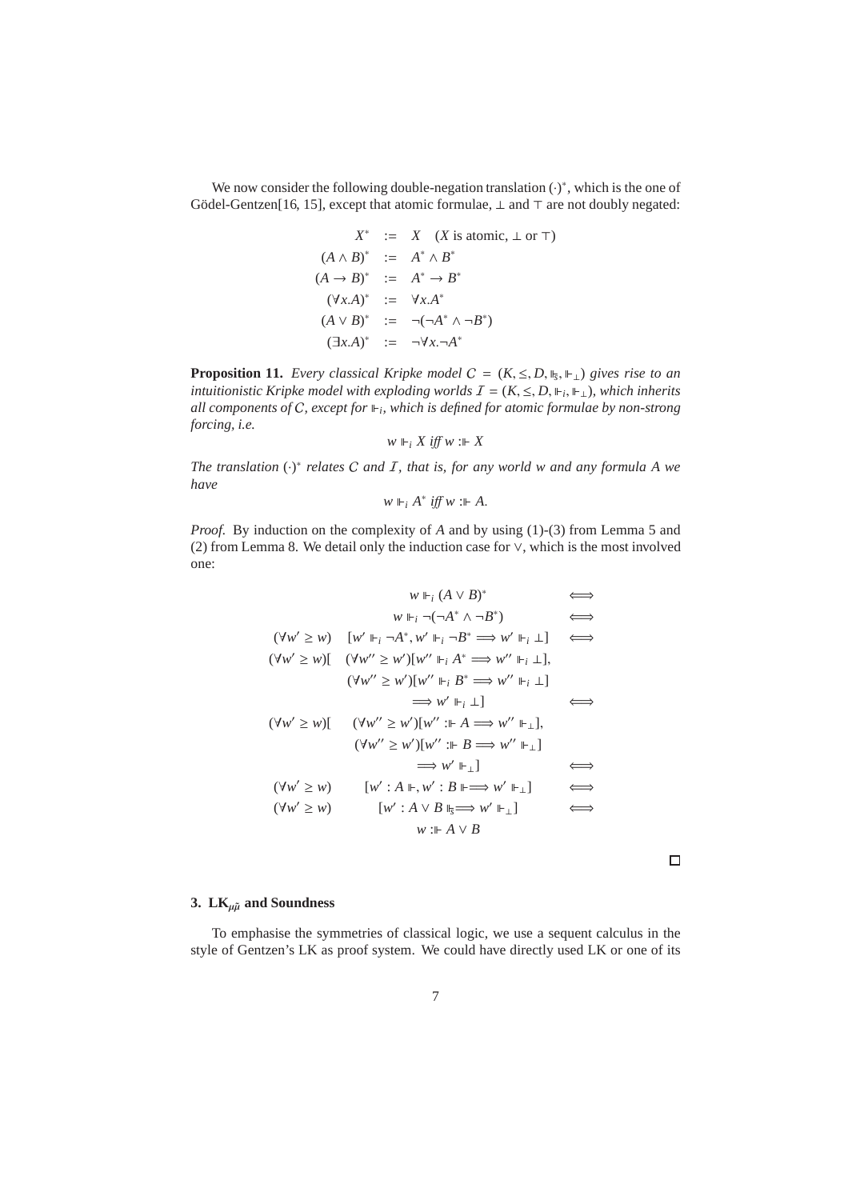We now consider the following double-negation translation $(\cdot)^*$, which is the one of Gödel-Gentzen[16, 15], except that atomic formulae, $\bot$ and $\top$ are not doubly negated:

$$
\begin{array}{rcl}
X^* & := & X \quad (X \text{ is atomic, } \bot \text{ or } \top) \\
(A \wedge B)^* & := & A^* \wedge B^* \\
(A \rightarrow B)^* & := & A^* \rightarrow B^* \\
(\forall x.A)^* & := & \forall x.A^* \\
(A \vee B)^* & := & \neg(\neg A^* \wedge \neg B^*) \\
(\exists x.A)^* & := & \neg \forall x. \neg A^*
\end{array}
$$

**Proposition 11.** *Every classical Kripke model $\mathcal{C} = (K, \leq, D, \Vdash_s, \Vdash_\bot)$ gives rise to an intuitionistic Kripke model with exploding worlds $\mathcal{I} = (K, \leq, D, \Vdash_i, \Vdash_\bot)$, which inherits all components of $\mathcal{C}$, except for $\Vdash_i$, which is defined for atomic formulae by non-strong forcing, i.e.*

$$w \Vdash_i X \text{ iff } w :\Vdash X$$

*The translation $(\cdot)^*$ relates $\mathcal{C}$ and $\mathcal{I}$, that is, for any world $w$ and any formula $A$ we have*

$$w \Vdash_i A^* \text{ iff } w :\Vdash A.$$

*Proof.* By induction on the complexity of $A$ and by using (1)-(3) from Lemma 5 and (2) from Lemma 8. We detail only the induction case for $\vee$, which is the most involved one:

$$
\begin{array}{rcl}
& w \Vdash_i (A \vee B)^* & \iff \\
& w \Vdash_i \neg(\neg A^* \wedge \neg B^*) & \iff \\
(\forall w' \geq w) & [w' \Vdash_i \neg A^*, w' \Vdash_i \neg B^* \Longrightarrow w' \Vdash_i \bot] & \iff \\
(\forall w' \geq w)[ & (\forall w'' \geq w')[w'' \Vdash_i A^* \Longrightarrow w'' \Vdash_i \bot], & \\
& (\forall w'' \geq w')[w'' \Vdash_i B^* \Longrightarrow w'' \Vdash_i \bot] & \\
& \Longrightarrow w' \Vdash_i \bot] & \iff \\
(\forall w' \geq w)[ & (\forall w'' \geq w')[w'' :\Vdash A \Longrightarrow w'' \Vdash_\bot], & \\
& (\forall w'' \geq w')[w'' :\Vdash B \Longrightarrow w'' \Vdash_\bot] & \\
& \Longrightarrow w' \Vdash_\bot] & \iff \\
(\forall w' \geq w) & [w' : A \Vdash, w' : B \Vdash \Longrightarrow w' \Vdash_\bot] & \iff \\
(\forall w' \geq w) & [w' : A \vee B \Vdash_s \Longrightarrow w' \Vdash_\bot] & \iff \\
& w :\Vdash A \vee B &
\end{array}
$$

$\square$

## 3. LK$_{\mu\tilde{\mu}}$ and Soundness

To emphasise the symmetries of classical logic, we use a sequent calculus in the style of Gentzen's LK as proof system. We could have directly used LK or one of its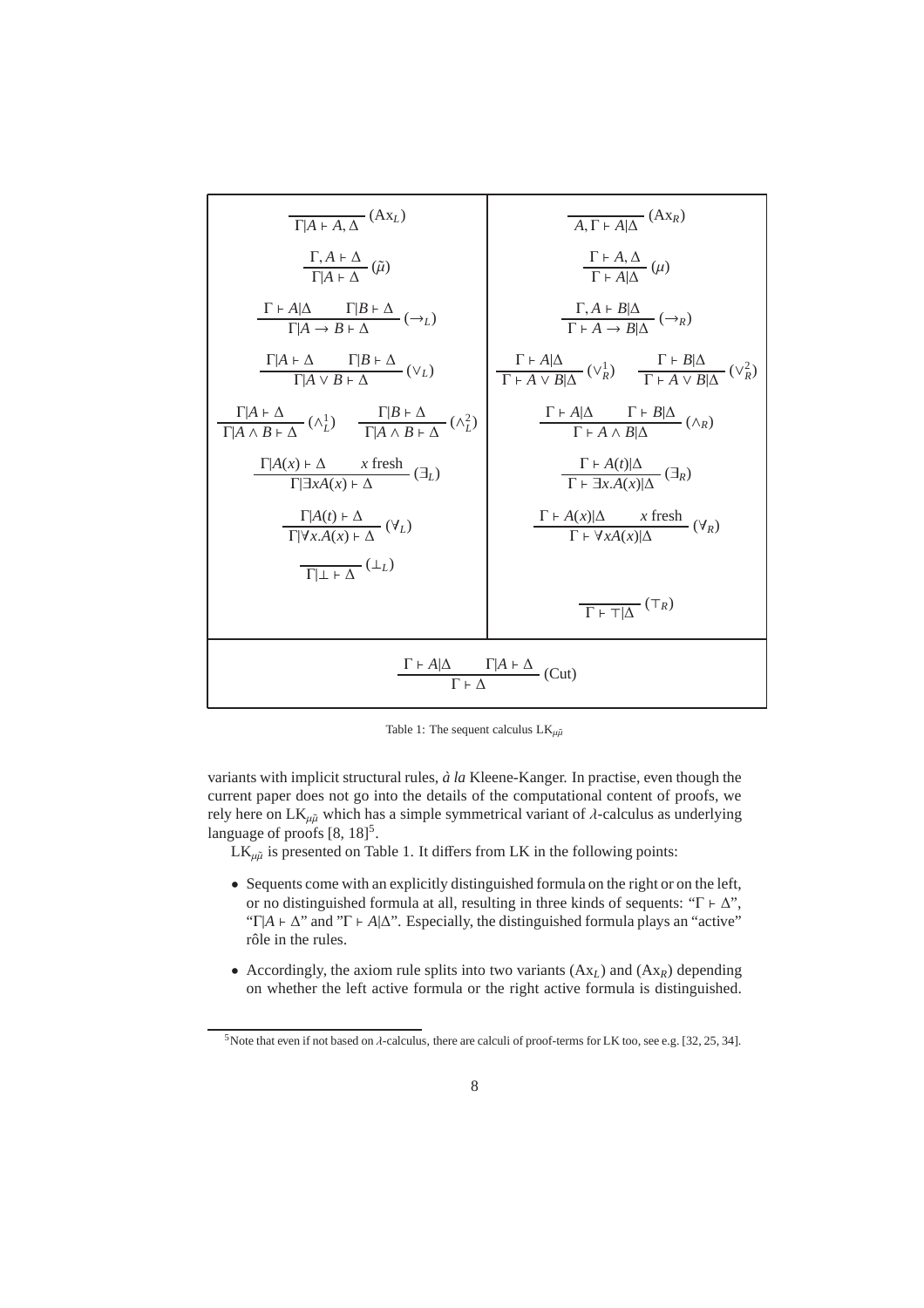$$\frac{}{\Gamma|A \vdash A, \Delta}\ (\mathrm{Ax}_L) \qquad \frac{}{A, \Gamma \vdash A|\Delta}\ (\mathrm{Ax}_R)$$

$$\frac{\Gamma, A \vdash \Delta}{\Gamma|A \vdash \Delta}\ (\tilde{\mu}) \qquad \frac{\Gamma \vdash A, \Delta}{\Gamma \vdash A|\Delta}\ (\mu)$$

$$\frac{\Gamma \vdash A|\Delta \qquad \Gamma|B \vdash \Delta}{\Gamma|A \to B \vdash \Delta}\ (\to_L) \qquad \frac{\Gamma, A \vdash B|\Delta}{\Gamma \vdash A \to B|\Delta}\ (\to_R)$$

$$\frac{\Gamma|A \vdash \Delta \qquad \Gamma|B \vdash \Delta}{\Gamma|A \vee B \vdash \Delta}\ (\vee_L) \qquad \frac{\Gamma \vdash A|\Delta}{\Gamma \vdash A \vee B|\Delta}\ (\vee_R^1) \qquad \frac{\Gamma \vdash B|\Delta}{\Gamma \vdash A \vee B|\Delta}\ (\vee_R^2)$$

$$\frac{\Gamma|A \vdash \Delta}{\Gamma|A \wedge B \vdash \Delta}\ (\wedge_L^1) \qquad \frac{\Gamma|B \vdash \Delta}{\Gamma|A \wedge B \vdash \Delta}\ (\wedge_L^2) \qquad \frac{\Gamma \vdash A|\Delta \qquad \Gamma \vdash B|\Delta}{\Gamma \vdash A \wedge B|\Delta}\ (\wedge_R)$$

$$\frac{\Gamma|A(x) \vdash \Delta \qquad x \text{ fresh}}{\Gamma|\exists x A(x) \vdash \Delta}\ (\exists_L) \qquad \frac{\Gamma \vdash A(t)|\Delta}{\Gamma \vdash \exists x.A(x)|\Delta}\ (\exists_R)$$

$$\frac{\Gamma|A(t) \vdash \Delta}{\Gamma|\forall x.A(x) \vdash \Delta}\ (\forall_L) \qquad \frac{\Gamma \vdash A(x)|\Delta \qquad x \text{ fresh}}{\Gamma \vdash \forall x A(x)|\Delta}\ (\forall_R)$$

$$\frac{}{\Gamma|\bot \vdash \Delta}\ (\bot_L) \qquad \frac{}{\Gamma \vdash \top|\Delta}\ (\top_R)$$

$$\frac{\Gamma \vdash A|\Delta \qquad \Gamma|A \vdash \Delta}{\Gamma \vdash \Delta}\ (\mathrm{Cut})$$

Table 1: The sequent calculus $\mathrm{LK}_{\mu\tilde{\mu}}$

variants with implicit structural rules, *à la* Kleene-Kanger. In practise, even though the current paper does not go into the details of the computational content of proofs, we rely here on $\mathrm{LK}_{\mu\tilde{\mu}}$ which has a simple symmetrical variant of $\lambda$-calculus as underlying language of proofs [8, 18][5].

$\mathrm{LK}_{\mu\tilde{\mu}}$ is presented on Table 1. It differs from LK in the following points:

- Sequents come with an explicitly distinguished formula on the right or on the left, or no distinguished formula at all, resulting in three kinds of sequents: "$\Gamma \vdash \Delta$", "$\Gamma|A \vdash \Delta$" and "$\Gamma \vdash A|\Delta$". Especially, the distinguished formula plays an "active" rôle in the rules.
- Accordingly, the axiom rule splits into two variants $(\mathrm{Ax}_L)$ and $(\mathrm{Ax}_R)$ depending on whether the left active formula or the right active formula is distinguished.

[5] Note that even if not based on $\lambda$-calculus, there are calculi of proof-terms for LK too, see e.g. [32, 25, 34].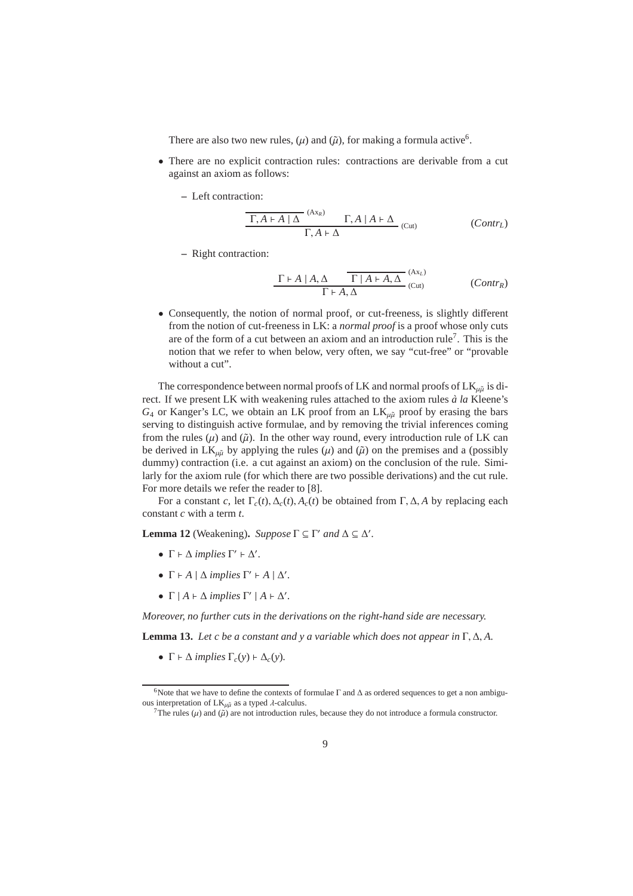There are also two new rules, $(\mu)$ and $(\tilde{\mu})$, for making a formula active[6].

- There are no explicit contraction rules: contractions are derivable from a cut against an axiom as follows:
  - Left contraction:

$$\frac{\overline{\Gamma, A \vdash A \mid \Delta}\ (\mathrm{Ax}_R) \qquad \Gamma, A \mid A \vdash \Delta}{\Gamma, A \vdash \Delta}\ (\mathrm{Cut}) \qquad (Contr_L)$$

  - Right contraction:

$$\frac{\Gamma \vdash A \mid A, \Delta \qquad \overline{\Gamma \mid A \vdash A, \Delta}\ (\mathrm{Ax}_L)}{\Gamma \vdash A, \Delta}\ (\mathrm{Cut}) \qquad (Contr_R)$$

- Consequently, the notion of normal proof, or cut-freeness, is slightly different from the notion of cut-freeness in LK: a *normal proof* is a proof whose only cuts are of the form of a cut between an axiom and an introduction rule[7]. This is the notion that we refer to when below, very often, we say "cut-free" or "provable without a cut".

The correspondence between normal proofs of LK and normal proofs of $\mathrm{LK}_{\mu\tilde{\mu}}$ is direct. If we present LK with weakening rules attached to the axiom rules *à la* Kleene's $G_4$ or Kanger's LC, we obtain an LK proof from an $\mathrm{LK}_{\mu\tilde{\mu}}$ proof by erasing the bars serving to distinguish active formulae, and by removing the trivial inferences coming from the rules $(\mu)$ and $(\tilde{\mu})$. In the other way round, every introduction rule of LK can be derived in $\mathrm{LK}_{\mu\tilde{\mu}}$ by applying the rules $(\mu)$ and $(\tilde{\mu})$ on the premises and a (possibly dummy) contraction (i.e. a cut against an axiom) on the conclusion of the rule. Similarly for the axiom rule (for which there are two possible derivations) and the cut rule. For more details we refer the reader to [8].

For a constant $c$, let $\Gamma_c(t), \Delta_c(t), A_c(t)$ be obtained from $\Gamma, \Delta, A$ by replacing each constant $c$ with a term $t$.

**Lemma 12** (Weakening)**.** *Suppose $\Gamma \subseteq \Gamma'$ and $\Delta \subseteq \Delta'$.*

- $\Gamma \vdash \Delta$ *implies* $\Gamma' \vdash \Delta'$.
- $\Gamma \vdash A \mid \Delta$ *implies* $\Gamma' \vdash A \mid \Delta'$.
- $\Gamma \mid A \vdash \Delta$ *implies* $\Gamma' \mid A \vdash \Delta'$.

*Moreover, no further cuts in the derivations on the right-hand side are necessary.*

**Lemma 13.** *Let $c$ be a constant and $y$ a variable which does not appear in $\Gamma, \Delta, A$.*

- $\Gamma \vdash \Delta$ *implies* $\Gamma_c(y) \vdash \Delta_c(y)$.

---

[6] Note that we have to define the contexts of formulae $\Gamma$ and $\Delta$ as ordered sequences to get a non ambiguous interpretation of $\mathrm{LK}_{\mu\tilde{\mu}}$ as a typed $\lambda$-calculus.

[7] The rules $(\mu)$ and $(\tilde{\mu})$ are not introduction rules, because they do not introduce a formula constructor.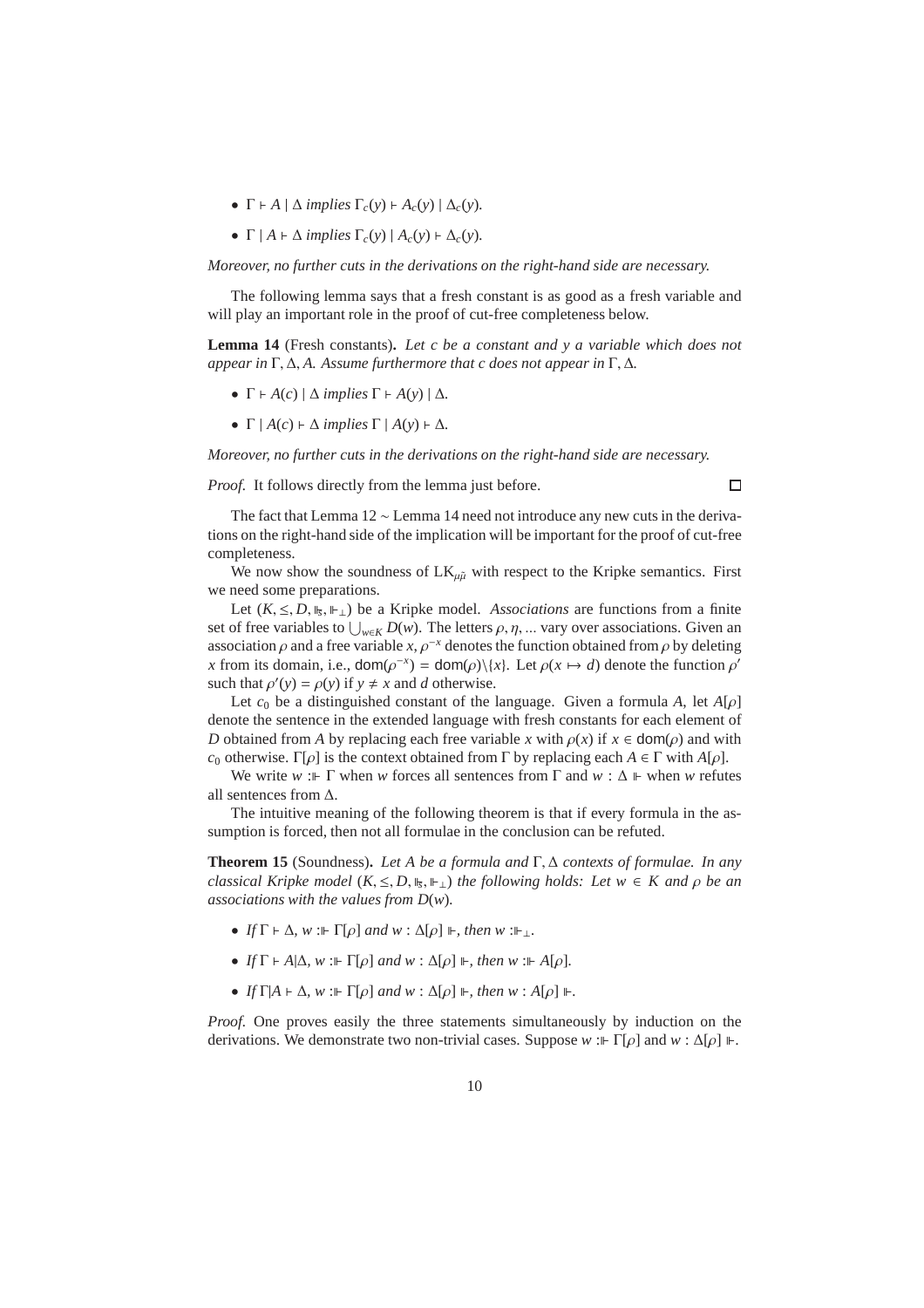- $\Gamma \vdash A \mid \Delta$ *implies* $\Gamma_c(y) \vdash A_c(y) \mid \Delta_c(y)$.
- $\Gamma \mid A \vdash \Delta$ *implies* $\Gamma_c(y) \mid A_c(y) \vdash \Delta_c(y)$.

*Moreover, no further cuts in the derivations on the right-hand side are necessary.*

The following lemma says that a fresh constant is as good as a fresh variable and will play an important role in the proof of cut-free completeness below.

**Lemma 14** (Fresh constants)**.** *Let $c$ be a constant and $y$ a variable which does not appear in $\Gamma, \Delta, A$. Assume furthermore that $c$ does not appear in $\Gamma, \Delta$.*

- $\Gamma \vdash A(c) \mid \Delta$ *implies* $\Gamma \vdash A(y) \mid \Delta$.
- $\Gamma \mid A(c) \vdash \Delta$ *implies* $\Gamma \mid A(y) \vdash \Delta$.

*Moreover, no further cuts in the derivations on the right-hand side are necessary.*

*Proof.* It follows directly from the lemma just before. □

The fact that Lemma 12 ∼ Lemma 14 need not introduce any new cuts in the derivations on the right-hand side of the implication will be important for the proof of cut-free completeness.

We now show the soundness of $\mathrm{LK}_{\mu\tilde{\mu}}$ with respect to the Kripke semantics. First we need some preparations.

Let $(K, \leq, D, \Vdash_s, \Vdash_\perp)$ be a Kripke model. *Associations* are functions from a finite set of free variables to $\bigcup_{w \in K} D(w)$. The letters $\rho, \eta, ...$ vary over associations. Given an association $\rho$ and a free variable $x$, $\rho^{-x}$ denotes the function obtained from $\rho$ by deleting $x$ from its domain, i.e., $\mathsf{dom}(\rho^{-x}) = \mathsf{dom}(\rho)\backslash\{x\}$. Let $\rho(x \mapsto d)$ denote the function $\rho'$ such that $\rho'(y) = \rho(y)$ if $y \neq x$ and $d$ otherwise.

Let $c_0$ be a distinguished constant of the language. Given a formula $A$, let $A[\rho]$ denote the sentence in the extended language with fresh constants for each element of $D$ obtained from $A$ by replacing each free variable $x$ with $\rho(x)$ if $x \in \mathsf{dom}(\rho)$ and with $c_0$ otherwise. $\Gamma[\rho]$ is the context obtained from $\Gamma$ by replacing each $A \in \Gamma$ with $A[\rho]$.

We write $w :\Vdash \Gamma$ when $w$ forces all sentences from $\Gamma$ and $w : \Delta \Vdash$ when $w$ refutes all sentences from $\Delta$.

The intuitive meaning of the following theorem is that if every formula in the assumption is forced, then not all formulae in the conclusion can be refuted.

**Theorem 15** (Soundness)**.** *Let $A$ be a formula and $\Gamma, \Delta$ contexts of formulae. In any classical Kripke model $(K, \leq, D, \Vdash_s, \Vdash_\perp)$ the following holds: Let $w \in K$ and $\rho$ be an associations with the values from $D(w)$.*

- *If* $\Gamma \vdash \Delta$, $w :\Vdash \Gamma[\rho]$ *and* $w : \Delta[\rho] \Vdash$, *then* $w :\Vdash_\perp$.
- *If* $\Gamma \vdash A|\Delta$, $w :\Vdash \Gamma[\rho]$ *and* $w : \Delta[\rho] \Vdash$, *then* $w :\Vdash A[\rho]$.
- *If* $\Gamma|A \vdash \Delta$, $w :\Vdash \Gamma[\rho]$ *and* $w : \Delta[\rho] \Vdash$, *then* $w : A[\rho] \Vdash$.

*Proof.* One proves easily the three statements simultaneously by induction on the derivations. We demonstrate two non-trivial cases. Suppose $w :\Vdash \Gamma[\rho]$ and $w : \Delta[\rho] \Vdash$.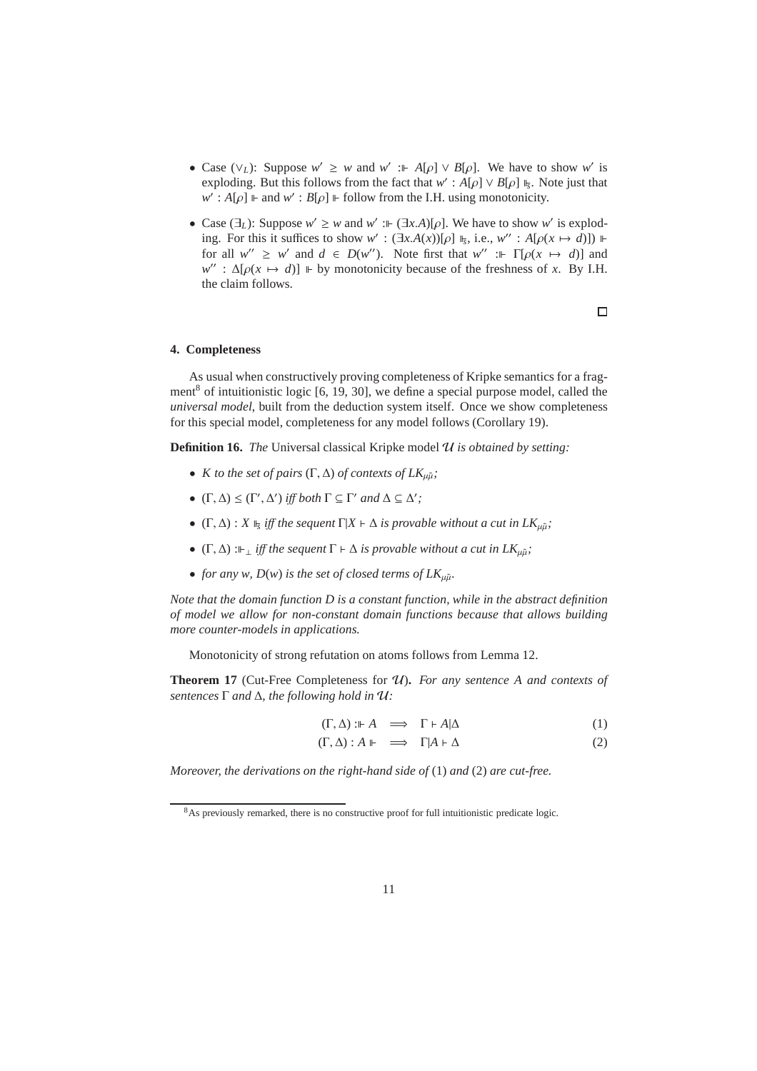- Case ($\vee_L$): Suppose $w' \geq w$ and $w' :\Vdash A[\rho] \vee B[\rho]$. We have to show $w'$ is exploding. But this follows from the fact that $w' : A[\rho] \vee B[\rho] \Vdash_{\bar{s}}$. Note just that $w' : A[\rho] \Vdash$ and $w' : B[\rho] \Vdash$ follow from the I.H. using monotonicity.

- Case ($\exists_L$): Suppose $w' \geq w$ and $w' :\Vdash (\exists x.A)[\rho]$. We have to show $w'$ is exploding. For this it suffices to show $w' : (\exists x.A(x))[\rho] \Vdash_{\bar{s}}$, i.e., $w'' : A[\rho(x \mapsto d)]) \Vdash$ for all $w'' \geq w'$ and $d \in D(w'')$. Note first that $w'' :\Vdash \Gamma[\rho(x \mapsto d)]$ and $w'' : \Delta[\rho(x \mapsto d)] \Vdash$ by monotonicity because of the freshness of $x$. By I.H. the claim follows.

□

## 4. Completeness

As usual when constructively proving completeness of Kripke semantics for a fragment[8] of intuitionistic logic [6, 19, 30], we define a special purpose model, called the *universal model*, built from the deduction system itself. Once we show completeness for this special model, completeness for any model follows (Corollary 19).

**Definition 16.** *The* Universal classical Kripke model $\mathcal{U}$ *is obtained by setting:*

- *$K$ to the set of pairs $(\Gamma, \Delta)$ of contexts of $LK_{\mu\tilde{\mu}}$;*
- *$(\Gamma, \Delta) \leq (\Gamma', \Delta')$ iff both $\Gamma \subseteq \Gamma'$ and $\Delta \subseteq \Delta'$;*
- *$(\Gamma, \Delta) : X \Vdash_{\bar{s}}$ iff the sequent $\Gamma|X \vdash \Delta$ is provable without a cut in $LK_{\mu\tilde{\mu}}$;*
- *$(\Gamma, \Delta) :\Vdash_{\perp}$ iff the sequent $\Gamma \vdash \Delta$ is provable without a cut in $LK_{\mu\tilde{\mu}}$;*
- *for any $w$, $D(w)$ is the set of closed terms of $LK_{\mu\tilde{\mu}}$.*

*Note that the domain function $D$ is a constant function, while in the abstract definition of model we allow for non-constant domain functions because that allows building more counter-models in applications.*

Monotonicity of strong refutation on atoms follows from Lemma 12.

**Theorem 17** (Cut-Free Completeness for $\mathcal{U}$)**.** *For any sentence $A$ and contexts of sentences $\Gamma$ and $\Delta$, the following hold in $\mathcal{U}$:*

$$(\Gamma, \Delta) :\Vdash A \implies \Gamma \vdash A|\Delta \tag{1}$$

$$(\Gamma, \Delta) : A \Vdash \implies \Gamma|A \vdash \Delta \tag{2}$$

*Moreover, the derivations on the right-hand side of* (1) *and* (2) *are cut-free.*

[8] As previously remarked, there is no constructive proof for full intuitionistic predicate logic.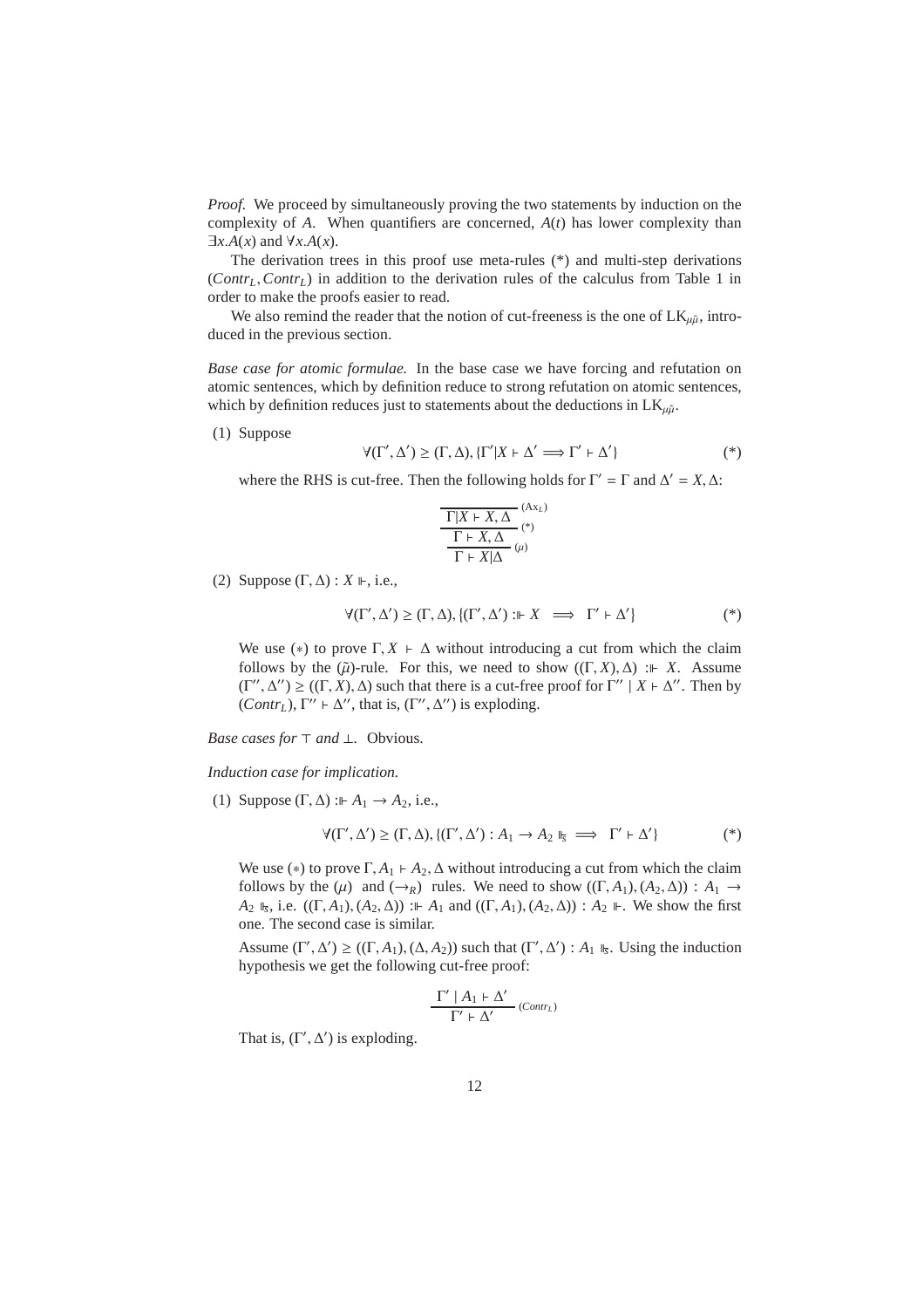*Proof.* We proceed by simultaneously proving the two statements by induction on the complexity of $A$. When quantifiers are concerned, $A(t)$ has lower complexity than $\exists x.A(x)$ and $\forall x.A(x)$.

The derivation trees in this proof use meta-rules (*) and multi-step derivations ($Contr_L, Contr_L$) in addition to the derivation rules of the calculus from Table 1 in order to make the proofs easier to read.

We also remind the reader that the notion of cut-freeness is the one of $\mathrm{LK}_{\mu\tilde{\mu}}$, introduced in the previous section.

*Base case for atomic formulae.* In the base case we have forcing and refutation on atomic sentences, which by definition reduce to strong refutation on atomic sentences, which by definition reduces just to statements about the deductions in $\mathrm{LK}_{\mu\tilde{\mu}}$.

(1) Suppose

$$\forall(\Gamma', \Delta') \geq (\Gamma, \Delta), \{\Gamma'|X \vdash \Delta' \Longrightarrow \Gamma' \vdash \Delta'\} \qquad (*)$$

where the RHS is cut-free. Then the following holds for $\Gamma' = \Gamma$ and $\Delta' = X, \Delta$:

$$\dfrac{\dfrac{\overline{\Gamma|X \vdash X, \Delta}\ (\mathrm{Ax}_L)}{\Gamma \vdash X, \Delta}\ (*)}{\Gamma \vdash X|\Delta}\ (\mu)$$

(2) Suppose $(\Gamma, \Delta) : X \Vdash$, i.e.,

$$\forall(\Gamma', \Delta') \geq (\Gamma, \Delta), \{(\Gamma', \Delta') :\Vdash X \implies \Gamma' \vdash \Delta'\} \qquad (*)$$

We use $(*)$ to prove $\Gamma, X \vdash \Delta$ without introducing a cut from which the claim follows by the $(\tilde{\mu})$-rule. For this, we need to show $((\Gamma, X), \Delta) :\Vdash X$. Assume $(\Gamma'', \Delta'') \geq ((\Gamma, X), \Delta)$ such that there is a cut-free proof for $\Gamma'' \mid X \vdash \Delta''$. Then by $(Contr_L)$, $\Gamma'' \vdash \Delta''$, that is, $(\Gamma'', \Delta'')$ is exploding.

*Base cases for $\top$ and $\bot$.* Obvious.

*Induction case for implication.*

(1) Suppose $(\Gamma, \Delta) :\Vdash A_1 \to A_2$, i.e.,

$$\forall(\Gamma', \Delta') \geq (\Gamma, \Delta), \{(\Gamma', \Delta') : A_1 \to A_2 \Vdash_{\mathfrak{s}} \implies \Gamma' \vdash \Delta'\} \qquad (*)$$

We use $(*)$ to prove $\Gamma, A_1 \vdash A_2, \Delta$ without introducing a cut from which the claim follows by the $(\mu)$ and $(\to_R)$ rules. We need to show $((\Gamma, A_1), (A_2, \Delta)) : A_1 \to A_2 \Vdash_{\mathfrak{s}}$, i.e. $((\Gamma, A_1), (A_2, \Delta)) :\Vdash A_1$ and $((\Gamma, A_1), (A_2, \Delta)) : A_2 \Vdash$. We show the first one. The second case is similar.

Assume $(\Gamma', \Delta') \geq ((\Gamma, A_1), (\Delta, A_2))$ such that $(\Gamma', \Delta') : A_1 \Vdash_{\mathfrak{s}}$. Using the induction hypothesis we get the following cut-free proof:

$$\dfrac{\Gamma' \mid A_1 \vdash \Delta'}{\Gamma' \vdash \Delta'}\ (Contr_L)$$

That is, $(\Gamma', \Delta')$ is exploding.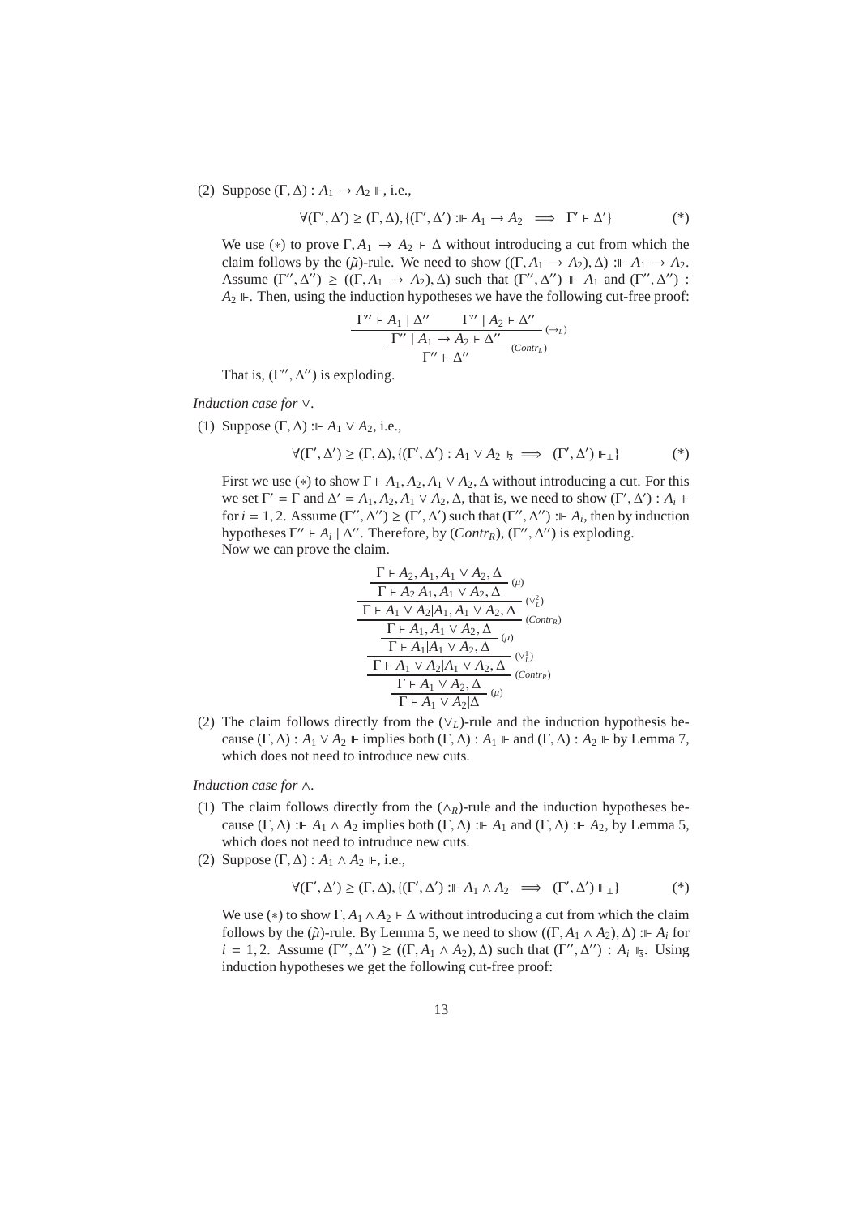(2) Suppose $(\Gamma, \Delta) : A_1 \to A_2 \Vdash$, i.e.,

$$\forall (\Gamma', \Delta') \geq (\Gamma, \Delta), \{(\Gamma', \Delta') :\Vdash A_1 \to A_2 \implies \Gamma' \vdash \Delta'\} \qquad (*)$$

We use $(*)$ to prove $\Gamma, A_1 \to A_2 \vdash \Delta$ without introducing a cut from which the claim follows by the $(\tilde{\mu})$-rule. We need to show $((\Gamma, A_1 \to A_2), \Delta) :\Vdash A_1 \to A_2$. Assume $(\Gamma'', \Delta'') \geq ((\Gamma, A_1 \to A_2), \Delta)$ such that $(\Gamma'', \Delta'') \Vdash A_1$ and $(\Gamma'', \Delta'') : A_2 \Vdash$. Then, using the induction hypotheses we have the following cut-free proof:

$$\dfrac{\dfrac{\Gamma'' \vdash A_1 \mid \Delta'' \qquad \Gamma'' \mid A_2 \vdash \Delta''}{\Gamma'' \mid A_1 \to A_2 \vdash \Delta''}\,(\to_L)}{\Gamma'' \vdash \Delta''}\,(Contr_L)$$

That is, $(\Gamma'', \Delta'')$ is exploding.

*Induction case for* $\vee$.

(1) Suppose $(\Gamma, \Delta) :\Vdash A_1 \vee A_2$, i.e.,

$$\forall (\Gamma', \Delta') \geq (\Gamma, \Delta), \{(\Gamma', \Delta') : A_1 \vee A_2 \Vdash_{\mathfrak{s}} \implies (\Gamma', \Delta') \Vdash_{\perp}\} \qquad (*)$$

First we use $(*)$ to show $\Gamma \vdash A_1, A_2, A_1 \vee A_2, \Delta$ without introducing a cut. For this we set $\Gamma' = \Gamma$ and $\Delta' = A_1, A_2, A_1 \vee A_2, \Delta$, that is, we need to show $(\Gamma', \Delta') : A_i \Vdash$ for $i = 1, 2$. Assume $(\Gamma'', \Delta'') \geq (\Gamma', \Delta')$ such that $(\Gamma'', \Delta'') :\Vdash A_i$, then by induction hypotheses $\Gamma'' \vdash A_i \mid \Delta''$. Therefore, by $(Contr_R)$, $(\Gamma'', \Delta'')$ is exploding.
Now we can prove the claim.

$$\dfrac{\dfrac{\dfrac{\dfrac{\dfrac{\dfrac{\dfrac{\Gamma \vdash A_2, A_1, A_1 \vee A_2, \Delta}{\Gamma \vdash A_2 | A_1, A_1 \vee A_2, \Delta}\,(\mu)}{\Gamma \vdash A_1 \vee A_2 | A_1, A_1 \vee A_2, \Delta}\,(\vee_L^2)}{\Gamma \vdash A_1, A_1 \vee A_2, \Delta}\,(Contr_R)}{\Gamma \vdash A_1 | A_1 \vee A_2, \Delta}\,(\mu)}{\Gamma \vdash A_1 \vee A_2 | A_1 \vee A_2, \Delta}\,(\vee_L^1)}{\Gamma \vdash A_1 \vee A_2, \Delta}\,(Contr_R)}{\Gamma \vdash A_1 \vee A_2 | \Delta}\,(\mu)$$

(2) The claim follows directly from the $(\vee_L)$-rule and the induction hypothesis because $(\Gamma, \Delta) : A_1 \vee A_2 \Vdash$ implies both $(\Gamma, \Delta) : A_1 \Vdash$ and $(\Gamma, \Delta) : A_2 \Vdash$ by Lemma 7, which does not need to introduce new cuts.

*Induction case for* $\wedge$.

(1) The claim follows directly from the $(\wedge_R)$-rule and the induction hypotheses because $(\Gamma, \Delta) :\Vdash A_1 \wedge A_2$ implies both $(\Gamma, \Delta) :\Vdash A_1$ and $(\Gamma, \Delta) :\Vdash A_2$, by Lemma 5, which does not need to intruduce new cuts.

(2) Suppose $(\Gamma, \Delta) : A_1 \wedge A_2 \Vdash$, i.e.,

$$\forall (\Gamma', \Delta') \geq (\Gamma, \Delta), \{(\Gamma', \Delta') :\Vdash A_1 \wedge A_2 \implies (\Gamma', \Delta') \Vdash_{\perp}\} \qquad (*)$$

We use $(*)$ to show $\Gamma, A_1 \wedge A_2 \vdash \Delta$ without introducing a cut from which the claim follows by the $(\tilde{\mu})$-rule. By Lemma 5, we need to show $((\Gamma, A_1 \wedge A_2), \Delta) :\Vdash A_i$ for $i = 1, 2$. Assume $(\Gamma'', \Delta'') \geq ((\Gamma, A_1 \wedge A_2), \Delta)$ such that $(\Gamma'', \Delta'') : A_i \Vdash_{\mathfrak{s}}$. Using induction hypotheses we get the following cut-free proof: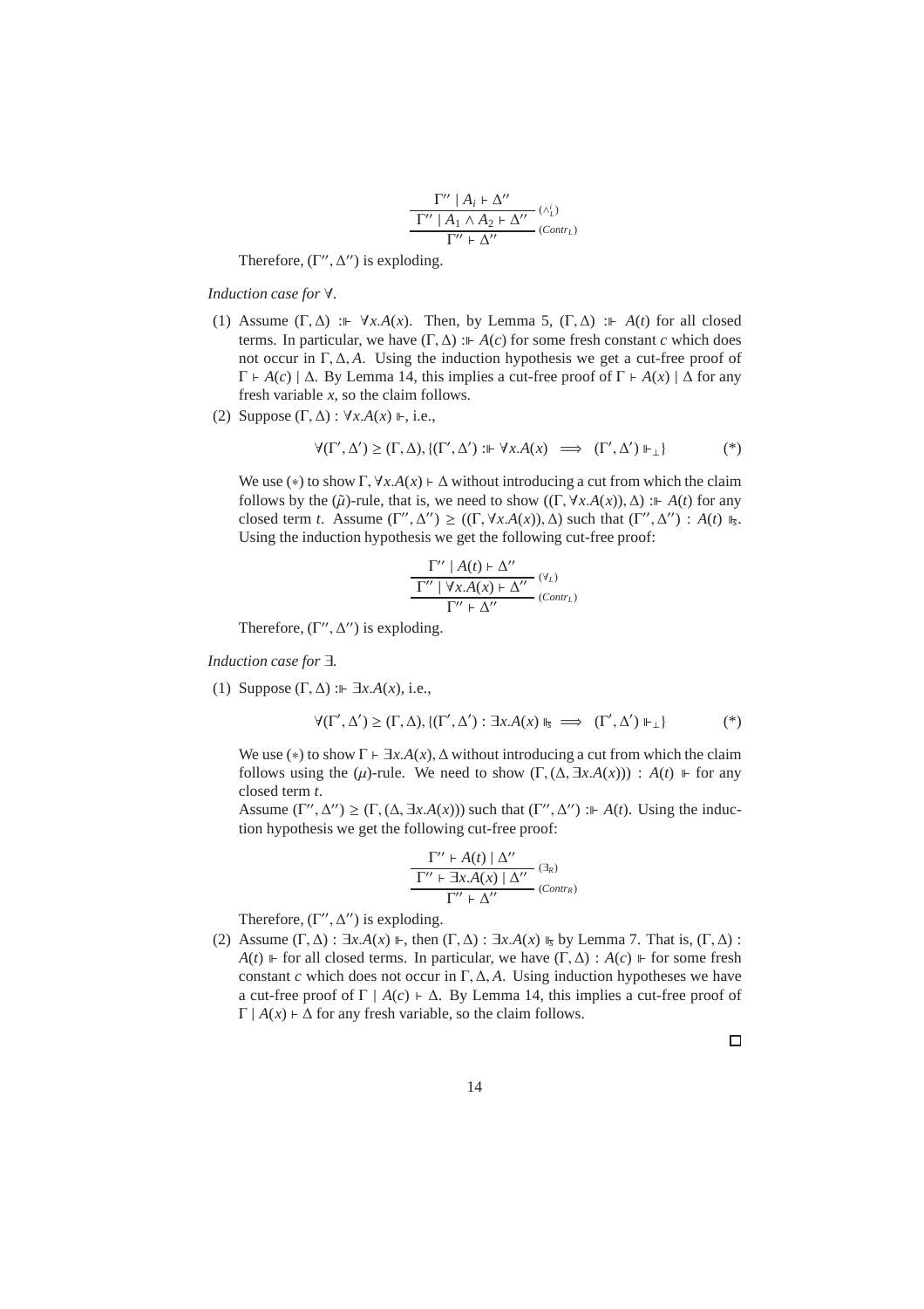$$\dfrac{\dfrac{\Gamma'' \mid A_i \vdash \Delta''}{\Gamma'' \mid A_1 \wedge A_2 \vdash \Delta''}\ (\wedge_L^i)}{\Gamma'' \vdash \Delta''}\ (Contr_L)$$

Therefore, $(\Gamma'', \Delta'')$ is exploding.

*Induction case for* $\forall$.

(1) Assume $(\Gamma, \Delta) :\Vdash \forall x.A(x)$. Then, by Lemma 5, $(\Gamma, \Delta) :\Vdash A(t)$ for all closed terms. In particular, we have $(\Gamma, \Delta) :\Vdash A(c)$ for some fresh constant $c$ which does not occur in $\Gamma, \Delta, A$. Using the induction hypothesis we get a cut-free proof of $\Gamma \vdash A(c) \mid \Delta$. By Lemma 14, this implies a cut-free proof of $\Gamma \vdash A(x) \mid \Delta$ for any fresh variable $x$, so the claim follows.

(2) Suppose $(\Gamma, \Delta) : \forall x.A(x) \Vdash$, i.e.,

$$\forall (\Gamma', \Delta') \geq (\Gamma, \Delta), \{(\Gamma', \Delta') :\Vdash \forall x.A(x) \implies (\Gamma', \Delta') \Vdash_\perp\} \qquad (*)$$

We use $(*)$ to show $\Gamma, \forall x.A(x) \vdash \Delta$ without introducing a cut from which the claim follows by the $(\tilde{\mu})$-rule, that is, we need to show $((\Gamma, \forall x.A(x)), \Delta) :\Vdash A(t)$ for any closed term $t$. Assume $(\Gamma'', \Delta'') \geq ((\Gamma, \forall x.A(x)), \Delta)$ such that $(\Gamma'', \Delta'') : A(t) \Vdash_{\mathfrak{s}}$. Using the induction hypothesis we get the following cut-free proof:

$$\dfrac{\dfrac{\Gamma'' \mid A(t) \vdash \Delta''}{\Gamma'' \mid \forall x.A(x) \vdash \Delta''}\ (\forall_L)}{\Gamma'' \vdash \Delta''}\ (Contr_L)$$

Therefore, $(\Gamma'', \Delta'')$ is exploding.

*Induction case for* $\exists$.

(1) Suppose $(\Gamma, \Delta) :\Vdash \exists x.A(x)$, i.e.,

$$\forall (\Gamma', \Delta') \geq (\Gamma, \Delta), \{(\Gamma', \Delta') : \exists x.A(x) \Vdash_{\mathfrak{s}} \implies (\Gamma', \Delta') \Vdash_\perp\} \qquad (*)$$

We use $(*)$ to show $\Gamma \vdash \exists x.A(x), \Delta$ without introducing a cut from which the claim follows using the $(\mu)$-rule. We need to show $(\Gamma, (\Delta, \exists x.A(x))) : A(t) \Vdash$ for any closed term $t$.

Assume $(\Gamma'', \Delta'') \geq (\Gamma, (\Delta, \exists x.A(x)))$ such that $(\Gamma'', \Delta'') :\Vdash A(t)$. Using the induction hypothesis we get the following cut-free proof:

$$\dfrac{\dfrac{\Gamma'' \vdash A(t) \mid \Delta''}{\Gamma'' \vdash \exists x.A(x) \mid \Delta''}\ (\exists_R)}{\Gamma'' \vdash \Delta''}\ (Contr_R)$$

Therefore, $(\Gamma'', \Delta'')$ is exploding.

(2) Assume $(\Gamma, \Delta) : \exists x.A(x) \Vdash$, then $(\Gamma, \Delta) : \exists x.A(x) \Vdash_{\mathfrak{s}}$ by Lemma 7. That is, $(\Gamma, \Delta) : A(t) \Vdash$ for all closed terms. In particular, we have $(\Gamma, \Delta) : A(c) \Vdash$ for some fresh constant $c$ which does not occur in $\Gamma, \Delta, A$. Using induction hypotheses we have a cut-free proof of $\Gamma \mid A(c) \vdash \Delta$. By Lemma 14, this implies a cut-free proof of $\Gamma \mid A(x) \vdash \Delta$ for any fresh variable, so the claim follows.

□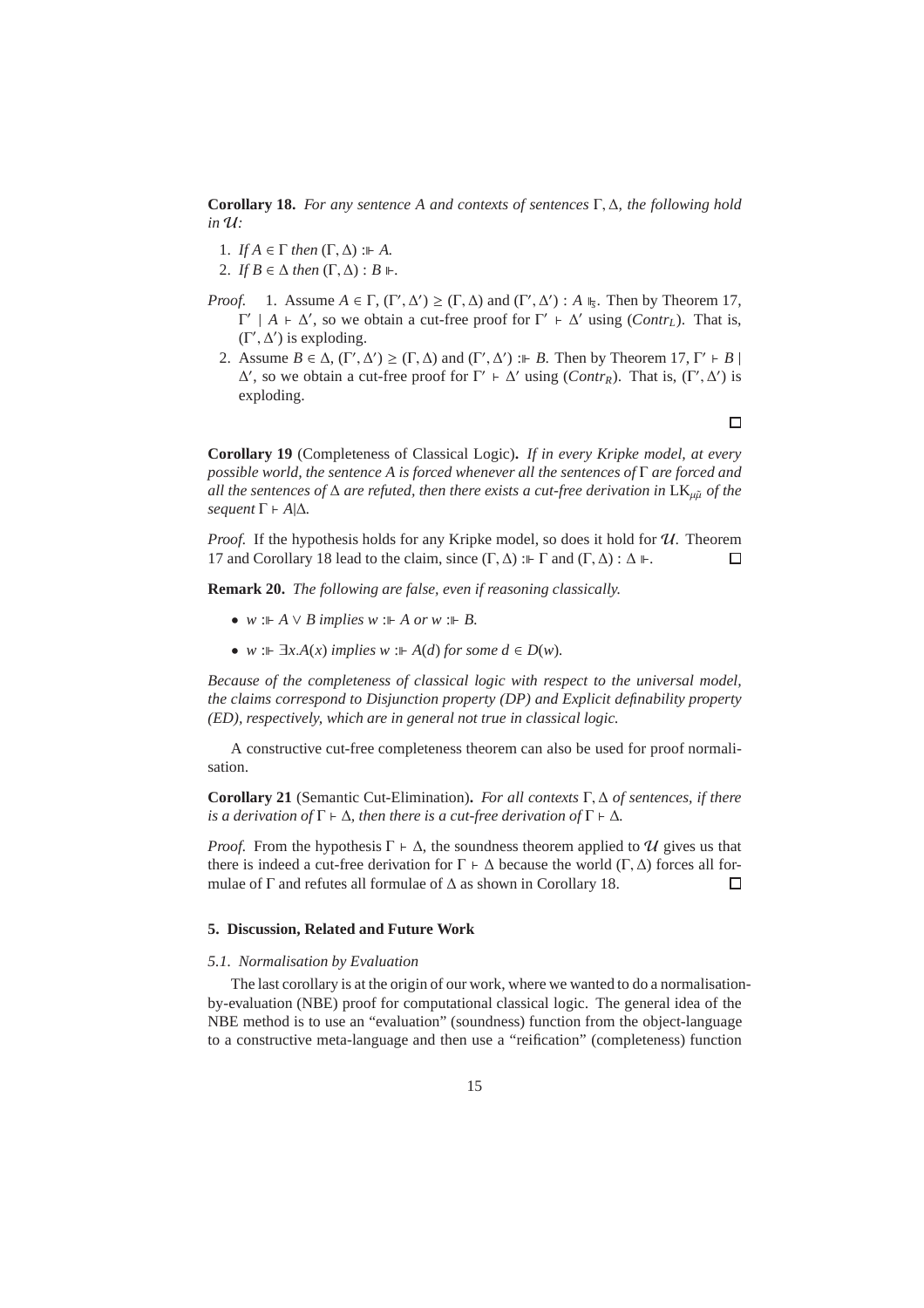**Corollary 18.** *For any sentence $A$ and contexts of sentences $\Gamma, \Delta$, the following hold in $\mathcal{U}$:*

1. *If $A \in \Gamma$ then $(\Gamma, \Delta) :\Vdash A$.*
2. *If $B \in \Delta$ then $(\Gamma, \Delta) : B \Vdash$.*

*Proof.*

1. Assume $A \in \Gamma$, $(\Gamma', \Delta') \geq (\Gamma, \Delta)$ and $(\Gamma', \Delta') : A \Vdash_s$. Then by Theorem 17, $\Gamma' \mid A \vdash \Delta'$, so we obtain a cut-free proof for $\Gamma' \vdash \Delta'$ using $(Contr_L)$. That is, $(\Gamma', \Delta')$ is exploding.
2. Assume $B \in \Delta$, $(\Gamma', \Delta') \geq (\Gamma, \Delta)$ and $(\Gamma', \Delta') :\Vdash B$. Then by Theorem 17, $\Gamma' \vdash B \mid \Delta'$, so we obtain a cut-free proof for $\Gamma' \vdash \Delta'$ using $(Contr_R)$. That is, $(\Gamma', \Delta')$ is exploding.

□

**Corollary 19** (Completeness of Classical Logic)**.** *If in every Kripke model, at every possible world, the sentence $A$ is forced whenever all the sentences of $\Gamma$ are forced and all the sentences of $\Delta$ are refuted, then there exists a cut-free derivation in $\mathrm{LK}_{\mu\tilde{\mu}}$ of the sequent $\Gamma \vdash A|\Delta$.*

*Proof.* If the hypothesis holds for any Kripke model, so does it hold for $\mathcal{U}$. Theorem 17 and Corollary 18 lead to the claim, since $(\Gamma, \Delta) :\Vdash \Gamma$ and $(\Gamma, \Delta) : \Delta \Vdash$. □

**Remark 20.** *The following are false, even if reasoning classically.*

- *$w :\Vdash A \vee B$ implies $w :\Vdash A$ or $w :\Vdash B$.*
- *$w :\Vdash \exists x.A(x)$ implies $w :\Vdash A(d)$ for some $d \in D(w)$.*

*Because of the completeness of classical logic with respect to the universal model, the claims correspond to Disjunction property (DP) and Explicit definability property (ED), respectively, which are in general not true in classical logic.*

A constructive cut-free completeness theorem can also be used for proof normalisation.

**Corollary 21** (Semantic Cut-Elimination)**.** *For all contexts $\Gamma, \Delta$ of sentences, if there is a derivation of $\Gamma \vdash \Delta$, then there is a cut-free derivation of $\Gamma \vdash \Delta$.*

*Proof.* From the hypothesis $\Gamma \vdash \Delta$, the soundness theorem applied to $\mathcal{U}$ gives us that there is indeed a cut-free derivation for $\Gamma \vdash \Delta$ because the world $(\Gamma, \Delta)$ forces all formulae of $\Gamma$ and refutes all formulae of $\Delta$ as shown in Corollary 18. □

## 5. Discussion, Related and Future Work

### 5.1. Normalisation by Evaluation

The last corollary is at the origin of our work, where we wanted to do a normalisation-by-evaluation (NBE) proof for computational classical logic. The general idea of the NBE method is to use an "evaluation" (soundness) function from the object-language to a constructive meta-language and then use a "reification" (completeness) function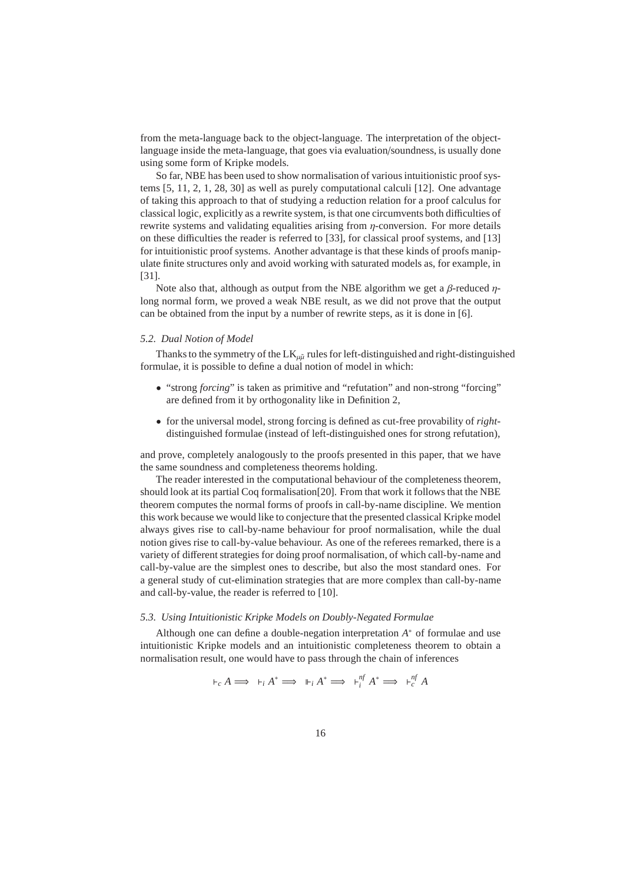from the meta-language back to the object-language. The interpretation of the object-language inside the meta-language, that goes via evaluation/soundness, is usually done using some form of Kripke models.

So far, NBE has been used to show normalisation of various intuitionistic proof systems [5, 11, 2, 1, 28, 30] as well as purely computational calculi [12]. One advantage of taking this approach to that of studying a reduction relation for a proof calculus for classical logic, explicitly as a rewrite system, is that one circumvents both difficulties of rewrite systems and validating equalities arising from $\eta$-conversion. For more details on these difficulties the reader is referred to [33], for classical proof systems, and [13] for intuitionistic proof systems. Another advantage is that these kinds of proofs manipulate finite structures only and avoid working with saturated models as, for example, in [31].

Note also that, although as output from the NBE algorithm we get a $\beta$-reduced $\eta$-long normal form, we proved a weak NBE result, as we did not prove that the output can be obtained from the input by a number of rewrite steps, as it is done in [6].

### 5.2. Dual Notion of Model

Thanks to the symmetry of the $\text{LK}_{\mu\tilde{\mu}}$ rules for left-distinguished and right-distinguished formulae, it is possible to define a dual notion of model in which:

- "strong *forcing*" is taken as primitive and "refutation" and non-strong "forcing" are defined from it by orthogonality like in Definition 2,
- for the universal model, strong forcing is defined as cut-free provability of *right*-distinguished formulae (instead of left-distinguished ones for strong refutation),

and prove, completely analogously to the proofs presented in this paper, that we have the same soundness and completeness theorems holding.

The reader interested in the computational behaviour of the completeness theorem, should look at its partial Coq formalisation[20]. From that work it follows that the NBE theorem computes the normal forms of proofs in call-by-name discipline. We mention this work because we would like to conjecture that the presented classical Kripke model always gives rise to call-by-name behaviour for proof normalisation, while the dual notion gives rise to call-by-value behaviour. As one of the referees remarked, there is a variety of different strategies for doing proof normalisation, of which call-by-name and call-by-value are the simplest ones to describe, but also the most standard ones. For a general study of cut-elimination strategies that are more complex than call-by-name and call-by-value, the reader is referred to [10].

### 5.3. Using Intuitionistic Kripke Models on Doubly-Negated Formulae

Although one can define a double-negation interpretation $A^*$ of formulae and use intuitionistic Kripke models and an intuitionistic completeness theorem to obtain a normalisation result, one would have to pass through the chain of inferences

$$\vdash_c A \Longrightarrow \; \vdash_i A^* \Longrightarrow \; \Vdash_i A^* \Longrightarrow \; \vdash_i^{nf} A^* \Longrightarrow \; \vdash_c^{nf} A$$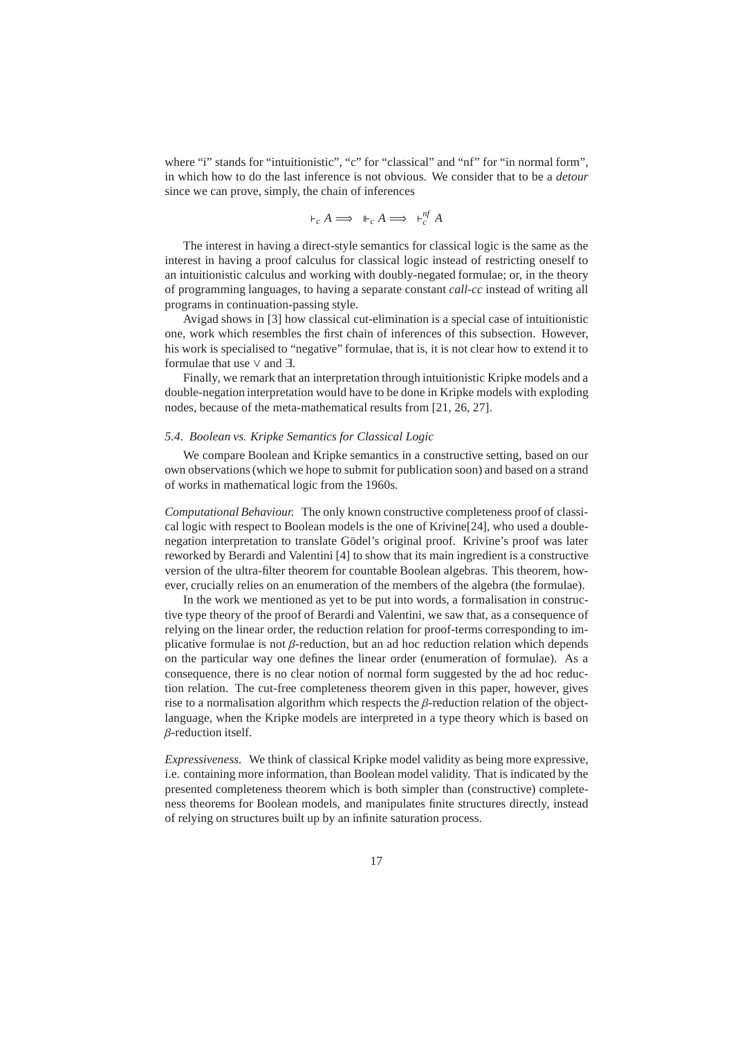where "i" stands for "intuitionistic", "c" for "classical" and "nf" for "in normal form", in which how to do the last inference is not obvious. We consider that to be a *detour* since we can prove, simply, the chain of inferences

$$\vdash_c A \Longrightarrow \Vdash_c A \Longrightarrow \vdash_c^{nf} A$$

The interest in having a direct-style semantics for classical logic is the same as the interest in having a proof calculus for classical logic instead of restricting oneself to an intuitionistic calculus and working with doubly-negated formulae; or, in the theory of programming languages, to having a separate constant *call-cc* instead of writing all programs in continuation-passing style.

Avigad shows in [3] how classical cut-elimination is a special case of intuitionistic one, work which resembles the first chain of inferences of this subsection. However, his work is specialised to "negative" formulae, that is, it is not clear how to extend it to formulae that use $\vee$ and $\exists$.

Finally, we remark that an interpretation through intuitionistic Kripke models and a double-negation interpretation would have to be done in Kripke models with exploding nodes, because of the meta-mathematical results from [21, 26, 27].

### *5.4. Boolean vs. Kripke Semantics for Classical Logic*

We compare Boolean and Kripke semantics in a constructive setting, based on our own observations (which we hope to submit for publication soon) and based on a strand of works in mathematical logic from the 1960s.

*Computational Behaviour.* The only known constructive completeness proof of classical logic with respect to Boolean models is the one of Krivine[24], who used a double-negation interpretation to translate Gödel's original proof. Krivine's proof was later reworked by Berardi and Valentini [4] to show that its main ingredient is a constructive version of the ultra-filter theorem for countable Boolean algebras. This theorem, however, crucially relies on an enumeration of the members of the algebra (the formulae).

In the work we mentioned as yet to be put into words, a formalisation in constructive type theory of the proof of Berardi and Valentini, we saw that, as a consequence of relying on the linear order, the reduction relation for proof-terms corresponding to implicative formulae is not $\beta$-reduction, but an ad hoc reduction relation which depends on the particular way one defines the linear order (enumeration of formulae). As a consequence, there is no clear notion of normal form suggested by the ad hoc reduction relation. The cut-free completeness theorem given in this paper, however, gives rise to a normalisation algorithm which respects the $\beta$-reduction relation of the object-language, when the Kripke models are interpreted in a type theory which is based on $\beta$-reduction itself.

*Expressiveness.* We think of classical Kripke model validity as being more expressive, i.e. containing more information, than Boolean model validity. That is indicated by the presented completeness theorem which is both simpler than (constructive) completeness theorems for Boolean models, and manipulates finite structures directly, instead of relying on structures built up by an infinite saturation process.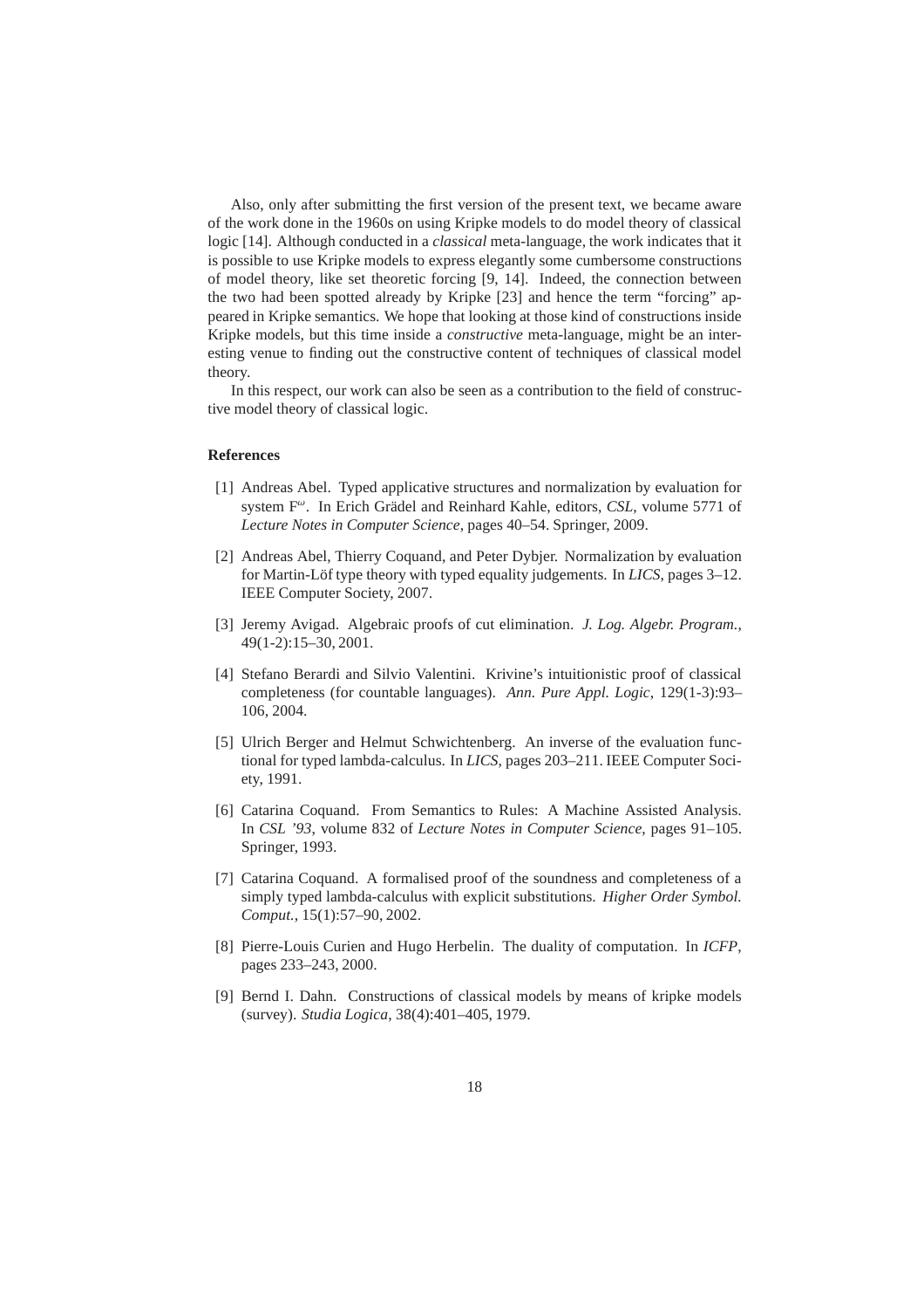Also, only after submitting the first version of the present text, we became aware of the work done in the 1960s on using Kripke models to do model theory of classical logic [14]. Although conducted in a *classical* meta-language, the work indicates that it is possible to use Kripke models to express elegantly some cumbersome constructions of model theory, like set theoretic forcing [9, 14]. Indeed, the connection between the two had been spotted already by Kripke [23] and hence the term "forcing" appeared in Kripke semantics. We hope that looking at those kind of constructions inside Kripke models, but this time inside a *constructive* meta-language, might be an interesting venue to finding out the constructive content of techniques of classical model theory.

In this respect, our work can also be seen as a contribution to the field of constructive model theory of classical logic.

**References**

[1] Andreas Abel. Typed applicative structures and normalization by evaluation for system $F^\omega$. In Erich Grädel and Reinhard Kahle, editors, *CSL*, volume 5771 of *Lecture Notes in Computer Science*, pages 40–54. Springer, 2009.

[2] Andreas Abel, Thierry Coquand, and Peter Dybjer. Normalization by evaluation for Martin-Löf type theory with typed equality judgements. In *LICS*, pages 3–12. IEEE Computer Society, 2007.

[3] Jeremy Avigad. Algebraic proofs of cut elimination. *J. Log. Algebr. Program.*, 49(1-2):15–30, 2001.

[4] Stefano Berardi and Silvio Valentini. Krivine's intuitionistic proof of classical completeness (for countable languages). *Ann. Pure Appl. Logic*, 129(1-3):93–106, 2004.

[5] Ulrich Berger and Helmut Schwichtenberg. An inverse of the evaluation functional for typed lambda-calculus. In *LICS*, pages 203–211. IEEE Computer Society, 1991.

[6] Catarina Coquand. From Semantics to Rules: A Machine Assisted Analysis. In *CSL '93*, volume 832 of *Lecture Notes in Computer Science*, pages 91–105. Springer, 1993.

[7] Catarina Coquand. A formalised proof of the soundness and completeness of a simply typed lambda-calculus with explicit substitutions. *Higher Order Symbol. Comput.*, 15(1):57–90, 2002.

[8] Pierre-Louis Curien and Hugo Herbelin. The duality of computation. In *ICFP*, pages 233–243, 2000.

[9] Bernd I. Dahn. Constructions of classical models by means of kripke models (survey). *Studia Logica*, 38(4):401–405, 1979.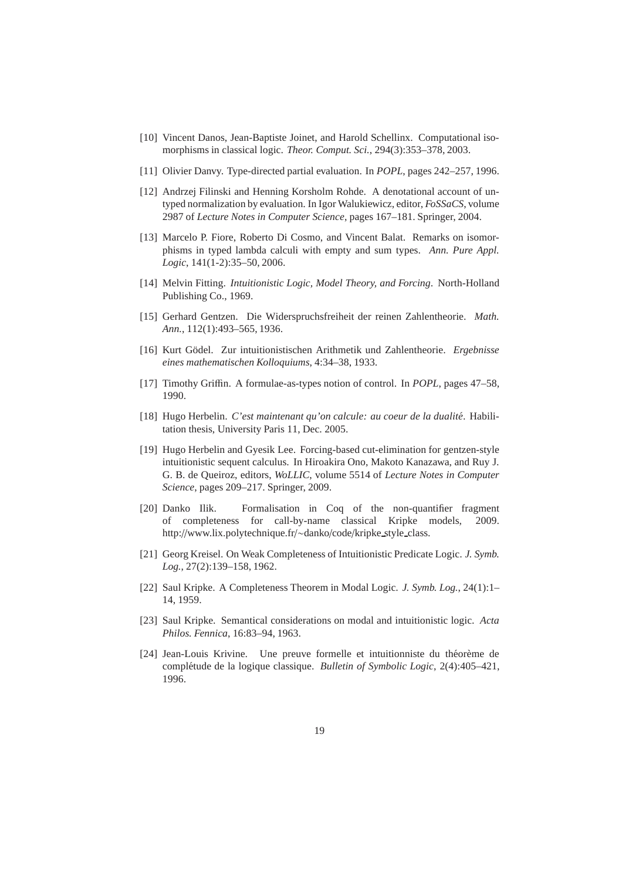[10] Vincent Danos, Jean-Baptiste Joinet, and Harold Schellinx. Computational isomorphisms in classical logic. *Theor. Comput. Sci.*, 294(3):353–378, 2003.

[11] Olivier Danvy. Type-directed partial evaluation. In *POPL*, pages 242–257, 1996.

[12] Andrzej Filinski and Henning Korsholm Rohde. A denotational account of untyped normalization by evaluation. In Igor Walukiewicz, editor, *FoSSaCS*, volume 2987 of *Lecture Notes in Computer Science*, pages 167–181. Springer, 2004.

[13] Marcelo P. Fiore, Roberto Di Cosmo, and Vincent Balat. Remarks on isomorphisms in typed lambda calculi with empty and sum types. *Ann. Pure Appl. Logic*, 141(1-2):35–50, 2006.

[14] Melvin Fitting. *Intuitionistic Logic, Model Theory, and Forcing*. North-Holland Publishing Co., 1969.

[15] Gerhard Gentzen. Die Widerspruchsfreiheit der reinen Zahlentheorie. *Math. Ann.*, 112(1):493–565, 1936.

[16] Kurt Gödel. Zur intuitionistischen Arithmetik und Zahlentheorie. *Ergebnisse eines mathematischen Kolloquiums*, 4:34–38, 1933.

[17] Timothy Griffin. A formulae-as-types notion of control. In *POPL*, pages 47–58, 1990.

[18] Hugo Herbelin. *C'est maintenant qu'on calcule: au coeur de la dualité*. Habilitation thesis, University Paris 11, Dec. 2005.

[19] Hugo Herbelin and Gyesik Lee. Forcing-based cut-elimination for gentzen-style intuitionistic sequent calculus. In Hiroakira Ono, Makoto Kanazawa, and Ruy J. G. B. de Queiroz, editors, *WoLLIC*, volume 5514 of *Lecture Notes in Computer Science*, pages 209–217. Springer, 2009.

[20] Danko Ilik. Formalisation in Coq of the non-quantifier fragment of completeness for call-by-name classical Kripke models, 2009. http://www.lix.polytechnique.fr/~danko/code/kripke_style_class.

[21] Georg Kreisel. On Weak Completeness of Intuitionistic Predicate Logic. *J. Symb. Log.*, 27(2):139–158, 1962.

[22] Saul Kripke. A Completeness Theorem in Modal Logic. *J. Symb. Log.*, 24(1):1–14, 1959.

[23] Saul Kripke. Semantical considerations on modal and intuitionistic logic. *Acta Philos. Fennica*, 16:83–94, 1963.

[24] Jean-Louis Krivine. Une preuve formelle et intuitionniste du théorème de complétude de la logique classique. *Bulletin of Symbolic Logic*, 2(4):405–421, 1996.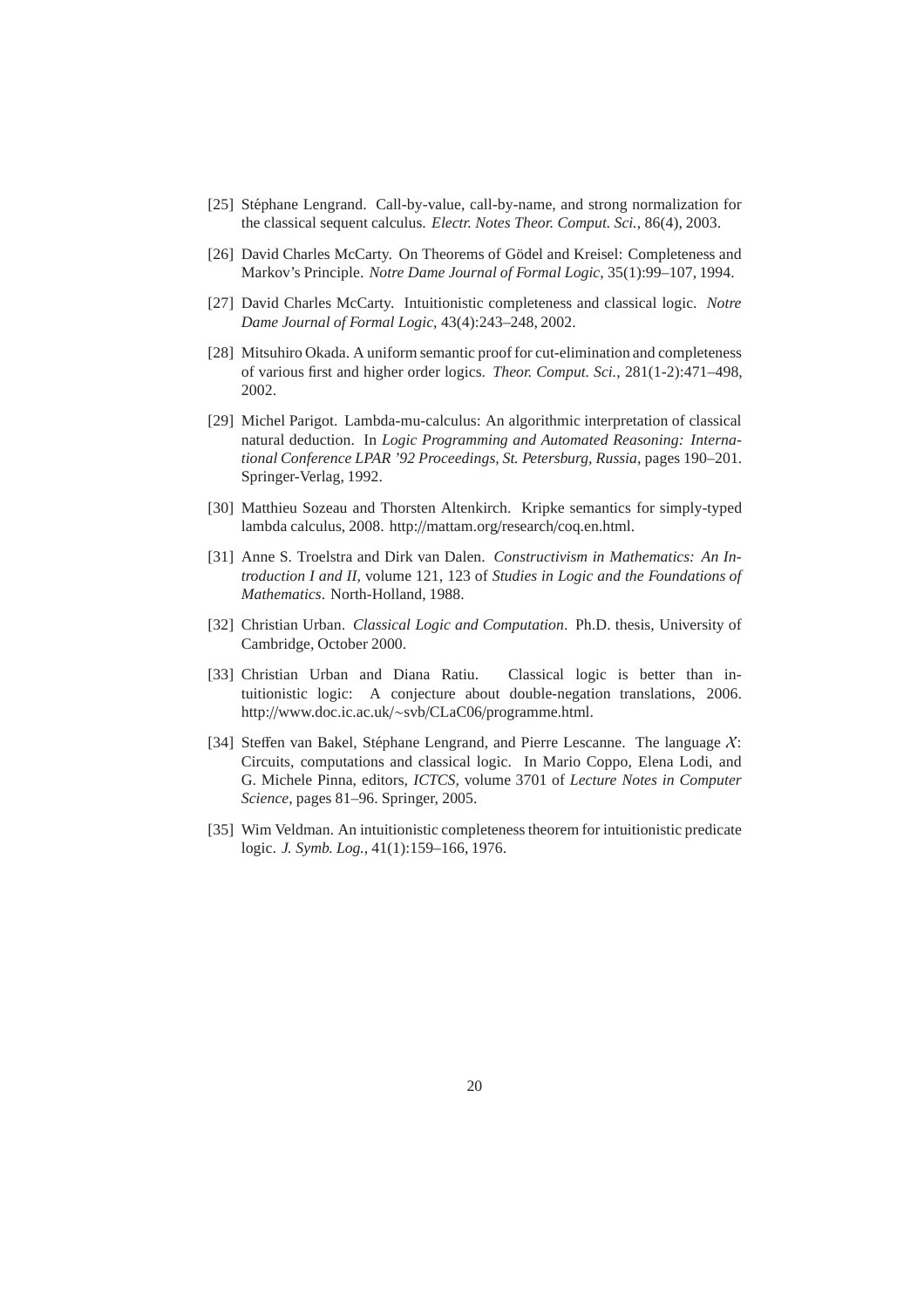[25] Stéphane Lengrand. Call-by-value, call-by-name, and strong normalization for the classical sequent calculus. *Electr. Notes Theor. Comput. Sci.*, 86(4), 2003.

[26] David Charles McCarty. On Theorems of Gödel and Kreisel: Completeness and Markov's Principle. *Notre Dame Journal of Formal Logic*, 35(1):99–107, 1994.

[27] David Charles McCarty. Intuitionistic completeness and classical logic. *Notre Dame Journal of Formal Logic*, 43(4):243–248, 2002.

[28] Mitsuhiro Okada. A uniform semantic proof for cut-elimination and completeness of various first and higher order logics. *Theor. Comput. Sci.*, 281(1-2):471–498, 2002.

[29] Michel Parigot. Lambda-mu-calculus: An algorithmic interpretation of classical natural deduction. In *Logic Programming and Automated Reasoning: International Conference LPAR '92 Proceedings, St. Petersburg, Russia*, pages 190–201. Springer-Verlag, 1992.

[30] Matthieu Sozeau and Thorsten Altenkirch. Kripke semantics for simply-typed lambda calculus, 2008. http://mattam.org/research/coq.en.html.

[31] Anne S. Troelstra and Dirk van Dalen. *Constructivism in Mathematics: An Introduction I and II*, volume 121, 123 of *Studies in Logic and the Foundations of Mathematics*. North-Holland, 1988.

[32] Christian Urban. *Classical Logic and Computation*. Ph.D. thesis, University of Cambridge, October 2000.

[33] Christian Urban and Diana Ratiu. Classical logic is better than intuitionistic logic: A conjecture about double-negation translations, 2006. http://www.doc.ic.ac.uk/~svb/CLaC06/programme.html.

[34] Steffen van Bakel, Stéphane Lengrand, and Pierre Lescanne. The language $\mathcal{X}$: Circuits, computations and classical logic. In Mario Coppo, Elena Lodi, and G. Michele Pinna, editors, *ICTCS*, volume 3701 of *Lecture Notes in Computer Science*, pages 81–96. Springer, 2005.

[35] Wim Veldman. An intuitionistic completeness theorem for intuitionistic predicate logic. *J. Symb. Log.*, 41(1):159–166, 1976.